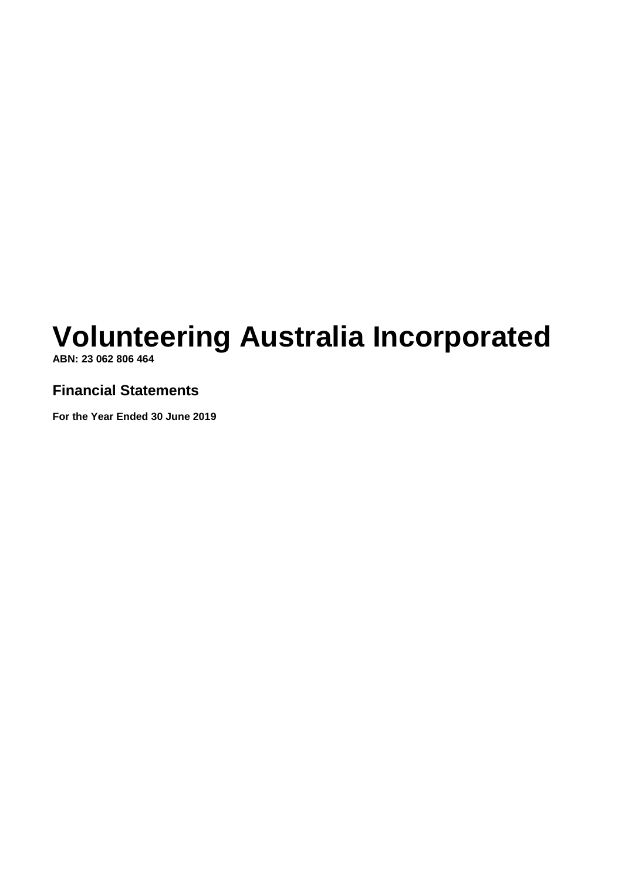# Volunteering Australia Incorporated

**ABN: 23 062 806 464**

## Financial Statements

**For the Year Ended 30 June 2019**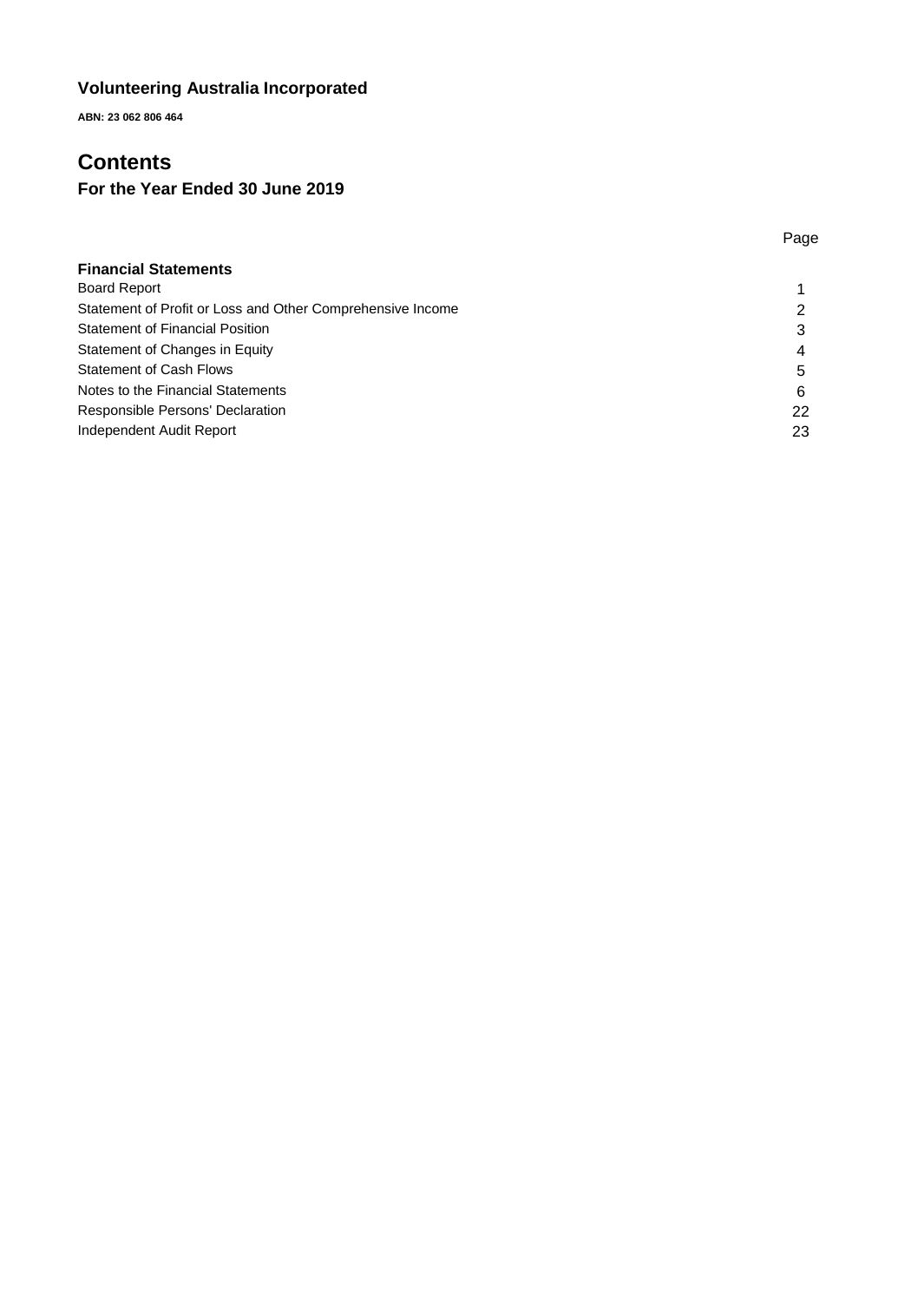**Volunteering Australia Incorporated**

**ABN: 23 062 806 464**

# Contents

## For the Year Ended 30 June 2019

| | Page |
|---|---|
| **Financial Statements** | |
| Board Report | 1 |
| Statement of Profit or Loss and Other Comprehensive Income | 2 |
| Statement of Financial Position | 3 |
| Statement of Changes in Equity | 4 |
| Statement of Cash Flows | 5 |
| Notes to the Financial Statements | 6 |
| Responsible Persons' Declaration | 22 |
| Independent Audit Report | 23 |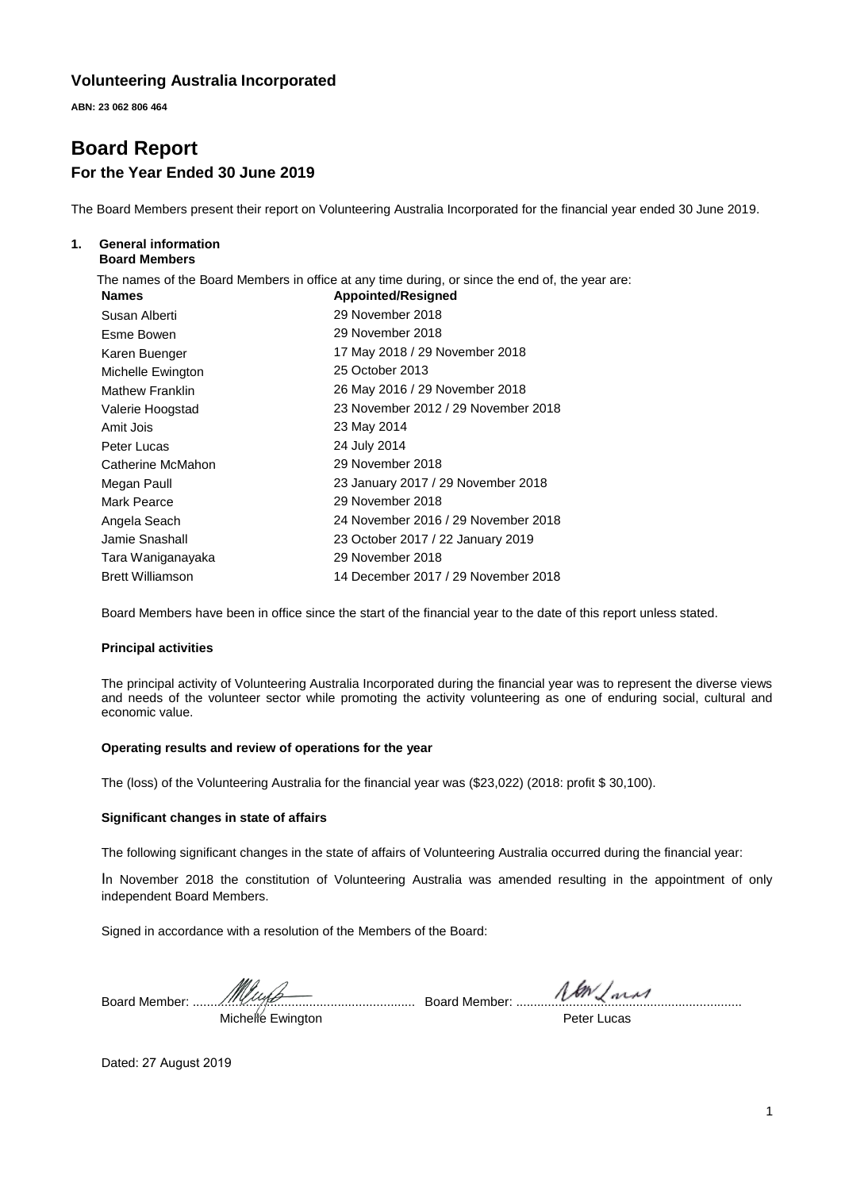## Volunteering Australia Incorporated

**ABN: 23 062 806 464**

# Board Report

## For the Year Ended 30 June 2019

The Board Members present their report on Volunteering Australia Incorporated for the financial year ended 30 June 2019.

### 1. General information

**Board Members**

The names of the Board Members in office at any time during, or since the end of, the year are:

| Names | Appointed/Resigned |
|---|---|
| Susan Alberti | 29 November 2018 |
| Esme Bowen | 29 November 2018 |
| Karen Buenger | 17 May 2018 / 29 November 2018 |
| Michelle Ewington | 25 October 2013 |
| Mathew Franklin | 26 May 2016 / 29 November 2018 |
| Valerie Hoogstad | 23 November 2012 / 29 November 2018 |
| Amit Jois | 23 May 2014 |
| Peter Lucas | 24 July 2014 |
| Catherine McMahon | 29 November 2018 |
| Megan Paull | 23 January 2017 / 29 November 2018 |
| Mark Pearce | 29 November 2018 |
| Angela Seach | 24 November 2016 / 29 November 2018 |
| Jamie Snashall | 23 October 2017 / 22 January 2019 |
| Tara Waniganayaka | 29 November 2018 |
| Brett Williamson | 14 December 2017 / 29 November 2018 |

Board Members have been in office since the start of the financial year to the date of this report unless stated.

**Principal activities**

The principal activity of Volunteering Australia Incorporated during the financial year was to represent the diverse views and needs of the volunteer sector while promoting the activity volunteering as one of enduring social, cultural and economic value.

**Operating results and review of operations for the year**

The (loss) of the Volunteering Australia for the financial year was ($23,022) (2018: profit $ 30,100).

**Significant changes in state of affairs**

The following significant changes in the state of affairs of Volunteering Australia occurred during the financial year:

In November 2018 the constitution of Volunteering Australia was amended resulting in the appointment of only independent Board Members.

Signed in accordance with a resolution of the Members of the Board:

Board Member: ............................................................ Board Member: ............................................................

Michelle Ewington Peter Lucas

Dated: 27 August 2019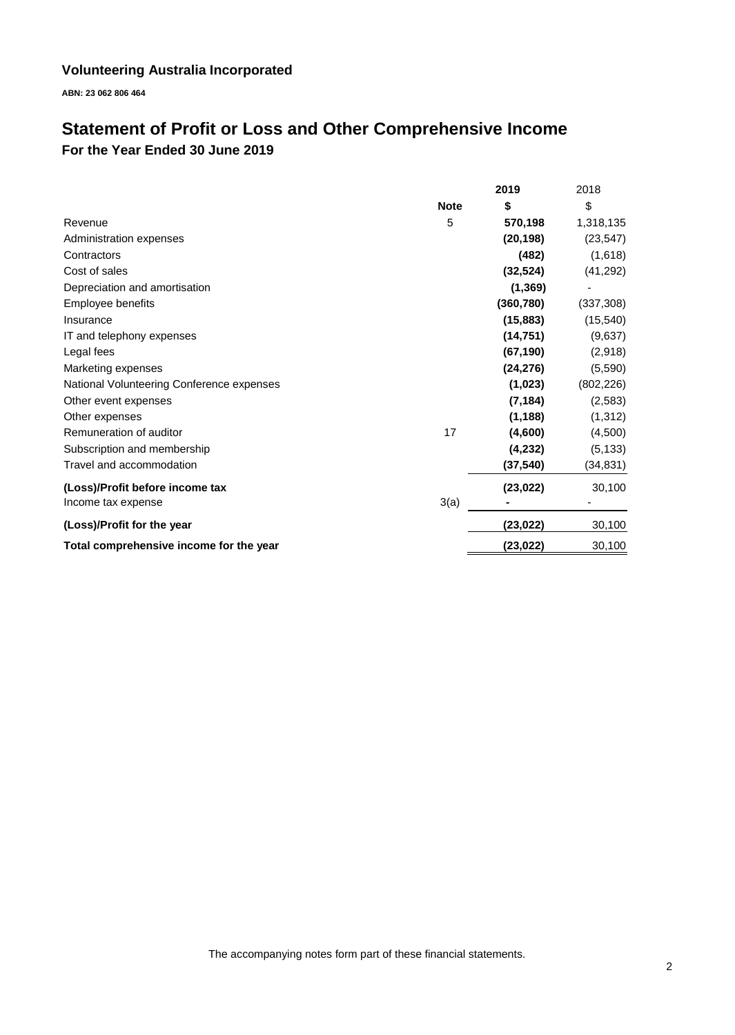## Volunteering Australia Incorporated

**ABN: 23 062 806 464**

# Statement of Profit or Loss and Other Comprehensive Income

### For the Year Ended 30 June 2019

| | Note | 2019<br>$ | 2018<br>$ |
|---|---|---|---|
| Revenue | 5 | **570,198** | 1,318,135 |
| Administration expenses | | **(20,198)** | (23,547) |
| Contractors | | **(482)** | (1,618) |
| Cost of sales | | **(32,524)** | (41,292) |
| Depreciation and amortisation | | **(1,369)** | - |
| Employee benefits | | **(360,780)** | (337,308) |
| Insurance | | **(15,883)** | (15,540) |
| IT and telephony expenses | | **(14,751)** | (9,637) |
| Legal fees | | **(67,190)** | (2,918) |
| Marketing expenses | | **(24,276)** | (5,590) |
| National Volunteering Conference expenses | | **(1,023)** | (802,226) |
| Other event expenses | | **(7,184)** | (2,583) |
| Other expenses | | **(1,188)** | (1,312) |
| Remuneration of auditor | 17 | **(4,600)** | (4,500) |
| Subscription and membership | | **(4,232)** | (5,133) |
| Travel and accommodation | | **(37,540)** | (34,831) |
| **(Loss)/Profit before income tax** | | **(23,022)** | 30,100 |
| Income tax expense | 3(a) | **-** | - |
| **(Loss)/Profit for the year** | | **(23,022)** | 30,100 |
| **Total comprehensive income for the year** | | **(23,022)** | 30,100 |

The accompanying notes form part of these financial statements.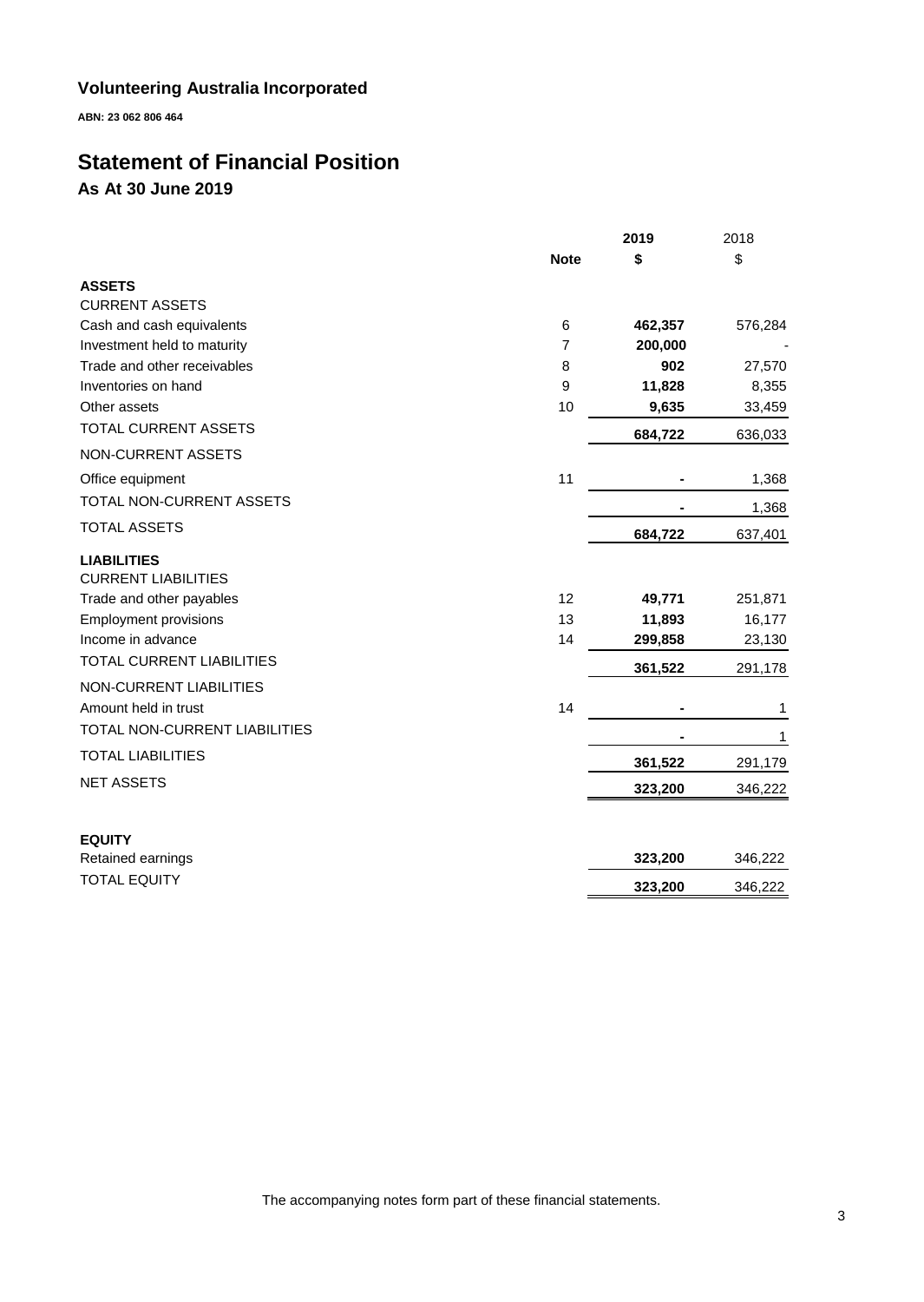# Volunteering Australia Incorporated

**ABN: 23 062 806 464**

## Statement of Financial Position

### As At 30 June 2019

| | Note | 2019 $ | 2018 $ |
|---|---|---|---|
| **ASSETS** | | | |
| CURRENT ASSETS | | | |
| Cash and cash equivalents | 6 | **462,357** | 576,284 |
| Investment held to maturity | 7 | **200,000** | - |
| Trade and other receivables | 8 | **902** | 27,570 |
| Inventories on hand | 9 | **11,828** | 8,355 |
| Other assets | 10 | **9,635** | 33,459 |
| TOTAL CURRENT ASSETS | | **684,722** | 636,033 |
| NON-CURRENT ASSETS | | | |
| Office equipment | 11 | **-** | 1,368 |
| TOTAL NON-CURRENT ASSETS | | **-** | 1,368 |
| TOTAL ASSETS | | **684,722** | 637,401 |
| **LIABILITIES** | | | |
| CURRENT LIABILITIES | | | |
| Trade and other payables | 12 | **49,771** | 251,871 |
| Employment provisions | 13 | **11,893** | 16,177 |
| Income in advance | 14 | **299,858** | 23,130 |
| TOTAL CURRENT LIABILITIES | | **361,522** | 291,178 |
| NON-CURRENT LIABILITIES | | | |
| Amount held in trust | 14 | **-** | 1 |
| TOTAL NON-CURRENT LIABILITIES | | **-** | 1 |
| TOTAL LIABILITIES | | **361,522** | 291,179 |
| NET ASSETS | | **323,200** | 346,222 |
| | | | |
| **EQUITY** | | | |
| Retained earnings | | **323,200** | 346,222 |
| TOTAL EQUITY | | **323,200** | 346,222 |

The accompanying notes form part of these financial statements.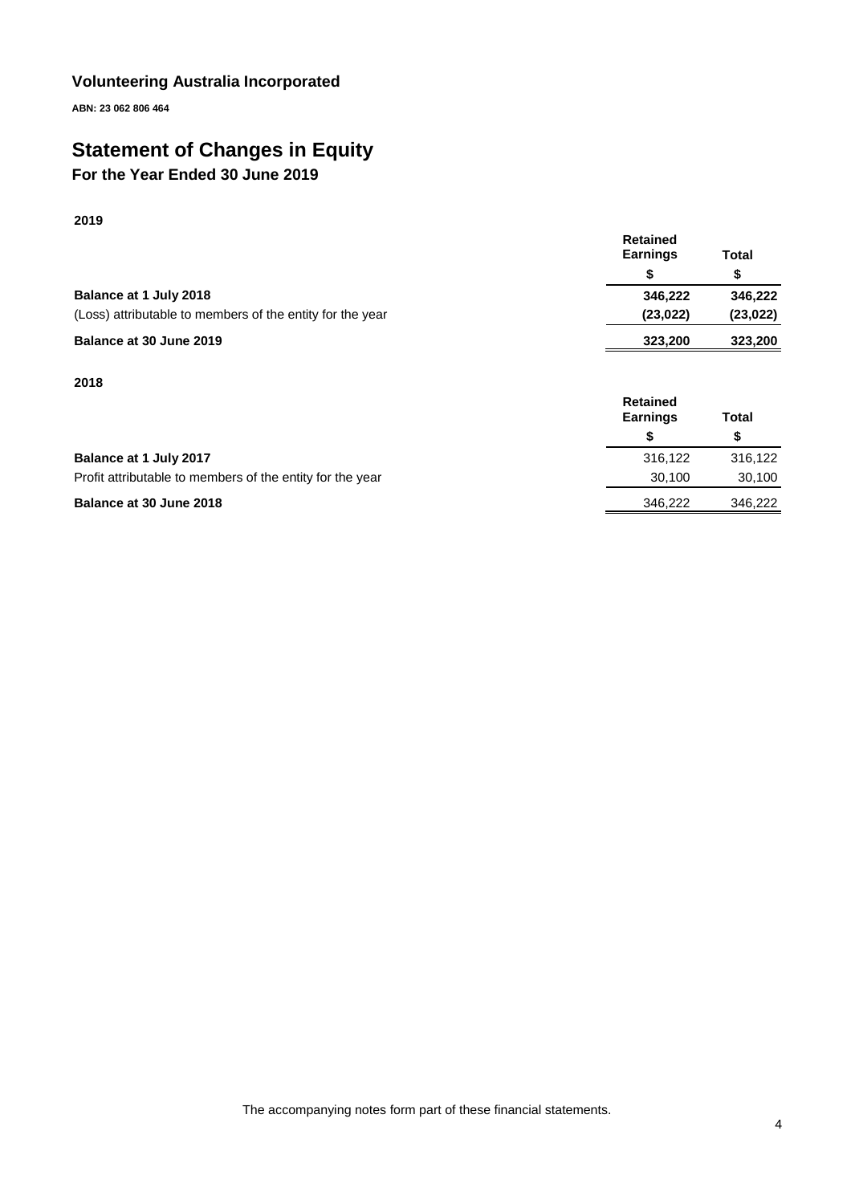## Volunteering Australia Incorporated

**ABN: 23 062 806 464**

# Statement of Changes in Equity

## For the Year Ended 30 June 2019

**2019**

| | Retained Earnings | Total |
|---|---|---|
| | $ | $ |
| **Balance at 1 July 2018** | **346,222** | **346,222** |
| (Loss) attributable to members of the entity for the year | **(23,022)** | **(23,022)** |
| **Balance at 30 June 2019** | **323,200** | **323,200** |

**2018**

| | Retained Earnings | Total |
|---|---|---|
| | $ | $ |
| **Balance at 1 July 2017** | 316,122 | 316,122 |
| Profit attributable to members of the entity for the year | 30,100 | 30,100 |
| **Balance at 30 June 2018** | 346,222 | 346,222 |

The accompanying notes form part of these financial statements.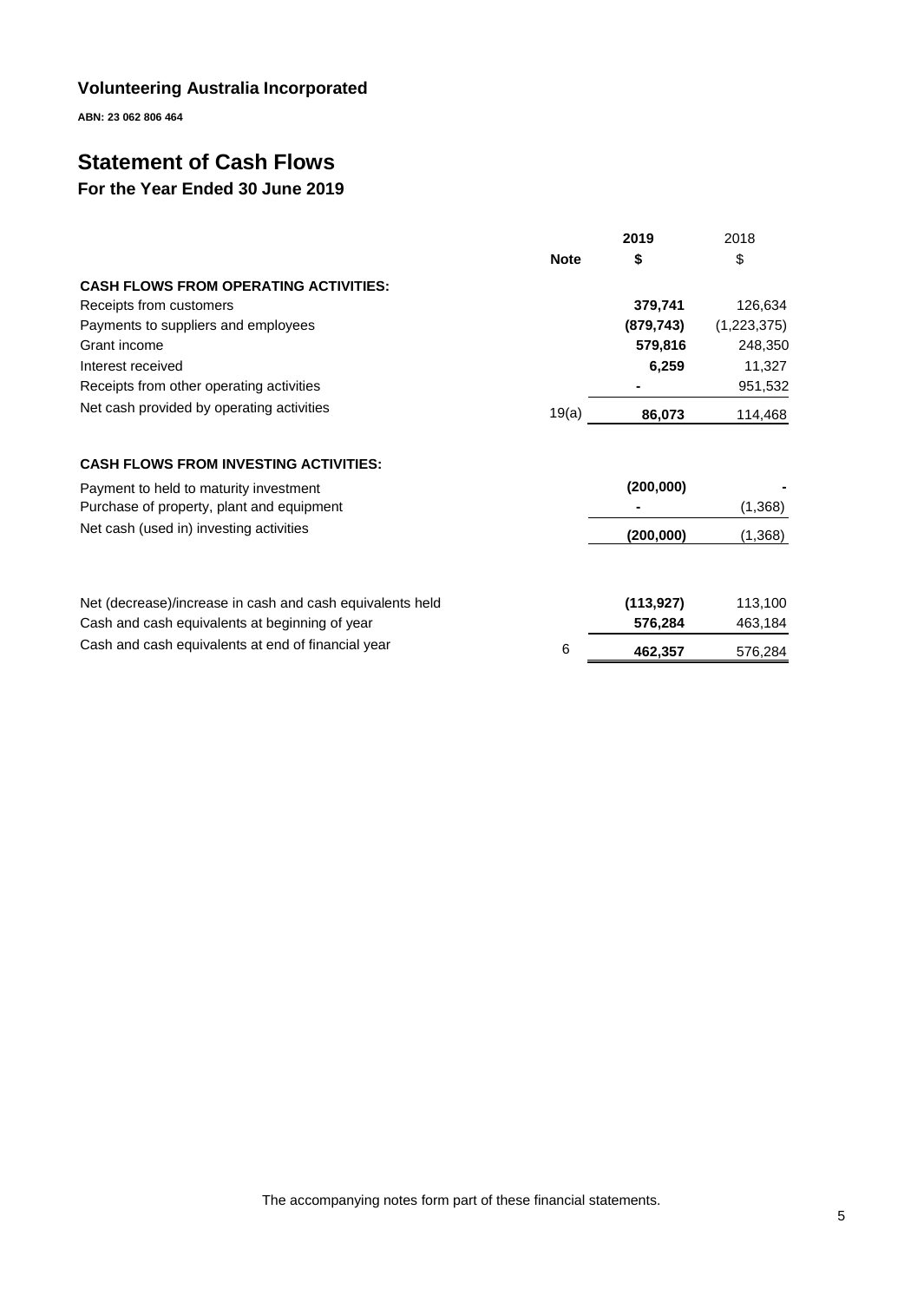# Volunteering Australia Incorporated

**ABN: 23 062 806 464**

## Statement of Cash Flows

### For the Year Ended 30 June 2019

| | Note | 2019<br>$ | 2018<br>$ |
|---|---|---|---|
| **CASH FLOWS FROM OPERATING ACTIVITIES:** | | | |
| Receipts from customers | | **379,741** | 126,634 |
| Payments to suppliers and employees | | **(879,743)** | (1,223,375) |
| Grant income | | **579,816** | 248,350 |
| Interest received | | **6,259** | 11,327 |
| Receipts from other operating activities | | **-** | 951,532 |
| Net cash provided by operating activities | 19(a) | **86,073** | 114,468 |
| | | | |
| **CASH FLOWS FROM INVESTING ACTIVITIES:** | | | |
| Payment to held to maturity investment | | **(200,000)** | - |
| Purchase of property, plant and equipment | | **-** | (1,368) |
| Net cash (used in) investing activities | | **(200,000)** | (1,368) |
| | | | |
| Net (decrease)/increase in cash and cash equivalents held | | **(113,927)** | 113,100 |
| Cash and cash equivalents at beginning of year | | **576,284** | 463,184 |
| Cash and cash equivalents at end of financial year | 6 | **462,357** | 576,284 |

The accompanying notes form part of these financial statements.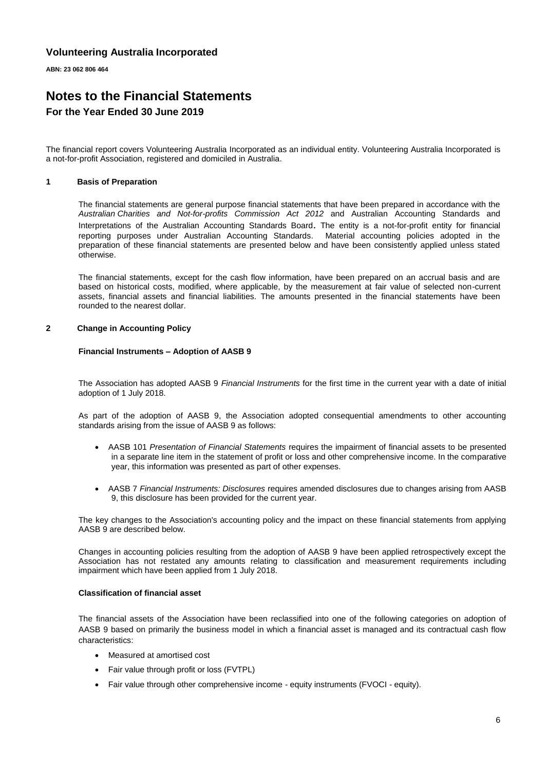**Volunteering Australia Incorporated**

**ABN: 23 062 806 464**

# Notes to the Financial Statements

## For the Year Ended 30 June 2019

The financial report covers Volunteering Australia Incorporated as an individual entity. Volunteering Australia Incorporated is a not-for-profit Association, registered and domiciled in Australia.

### 1 Basis of Preparation

The financial statements are general purpose financial statements that have been prepared in accordance with the *Australian Charities and Not-for-profits Commission Act 2012* and Australian Accounting Standards and Interpretations of the Australian Accounting Standards Board. The entity is a not-for-profit entity for financial reporting purposes under Australian Accounting Standards. Material accounting policies adopted in the preparation of these financial statements are presented below and have been consistently applied unless stated otherwise.

The financial statements, except for the cash flow information, have been prepared on an accrual basis and are based on historical costs, modified, where applicable, by the measurement at fair value of selected non-current assets, financial assets and financial liabilities. The amounts presented in the financial statements have been rounded to the nearest dollar.

### 2 Change in Accounting Policy

**Financial Instruments – Adoption of AASB 9**

The Association has adopted AASB 9 *Financial Instruments* for the first time in the current year with a date of initial adoption of 1 July 2018.

As part of the adoption of AASB 9, the Association adopted consequential amendments to other accounting standards arising from the issue of AASB 9 as follows:

- AASB 101 *Presentation of Financial Statements* requires the impairment of financial assets to be presented in a separate line item in the statement of profit or loss and other comprehensive income. In the comparative year, this information was presented as part of other expenses.
- AASB 7 *Financial Instruments: Disclosures* requires amended disclosures due to changes arising from AASB 9, this disclosure has been provided for the current year.

The key changes to the Association's accounting policy and the impact on these financial statements from applying AASB 9 are described below.

Changes in accounting policies resulting from the adoption of AASB 9 have been applied retrospectively except the Association has not restated any amounts relating to classification and measurement requirements including impairment which have been applied from 1 July 2018.

**Classification of financial asset**

The financial assets of the Association have been reclassified into one of the following categories on adoption of AASB 9 based on primarily the business model in which a financial asset is managed and its contractual cash flow characteristics:

- Measured at amortised cost
- Fair value through profit or loss (FVTPL)
- Fair value through other comprehensive income - equity instruments (FVOCI - equity).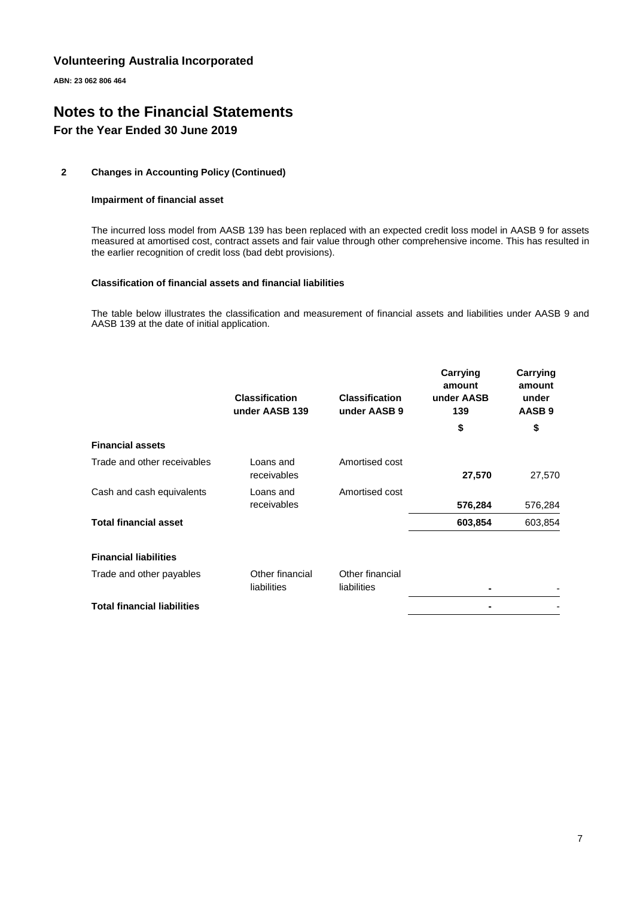# Volunteering Australia Incorporated

**ABN: 23 062 806 464**

# Notes to the Financial Statements

## For the Year Ended 30 June 2019

### 2 Changes in Accounting Policy (Continued)

#### Impairment of financial asset

The incurred loss model from AASB 139 has been replaced with an expected credit loss model in AASB 9 for assets measured at amortised cost, contract assets and fair value through other comprehensive income. This has resulted in the earlier recognition of credit loss (bad debt provisions).

#### Classification of financial assets and financial liabilities

The table below illustrates the classification and measurement of financial assets and liabilities under AASB 9 and AASB 139 at the date of initial application.

| | Classification under AASB 139 | Classification under AASB 9 | Carrying amount under AASB 139 | Carrying amount under AASB 9 |
|---|---|---|---|---|
| | | | $ | $ |
| **Financial assets** | | | | |
| Trade and other receivables | Loans and receivables | Amortised cost | **27,570** | 27,570 |
| Cash and cash equivalents | Loans and receivables | Amortised cost | **576,284** | 576,284 |
| **Total financial asset** | | | **603,854** | 603,854 |
| **Financial liabilities** | | | | |
| Trade and other payables | Other financial liabilities | Other financial liabilities | **-** | - |
| **Total financial liabilities** | | | **-** | - |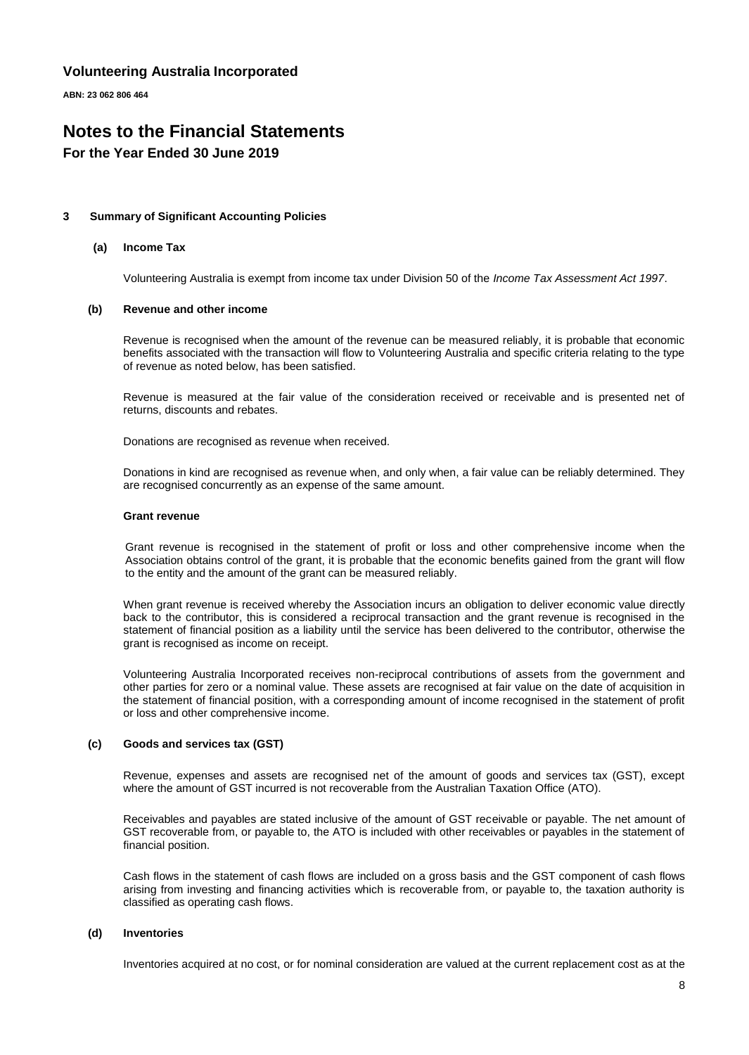# Notes to the Financial Statements

## For the Year Ended 30 June 2019

### 3 Summary of Significant Accounting Policies

#### (a) Income Tax

Volunteering Australia is exempt from income tax under Division 50 of the *Income Tax Assessment Act 1997*.

#### (b) Revenue and other income

Revenue is recognised when the amount of the revenue can be measured reliably, it is probable that economic benefits associated with the transaction will flow to Volunteering Australia and specific criteria relating to the type of revenue as noted below, has been satisfied.

Revenue is measured at the fair value of the consideration received or receivable and is presented net of returns, discounts and rebates.

Donations are recognised as revenue when received.

Donations in kind are recognised as revenue when, and only when, a fair value can be reliably determined. They are recognised concurrently as an expense of the same amount.

**Grant revenue**

Grant revenue is recognised in the statement of profit or loss and other comprehensive income when the Association obtains control of the grant, it is probable that the economic benefits gained from the grant will flow to the entity and the amount of the grant can be measured reliably.

When grant revenue is received whereby the Association incurs an obligation to deliver economic value directly back to the contributor, this is considered a reciprocal transaction and the grant revenue is recognised in the statement of financial position as a liability until the service has been delivered to the contributor, otherwise the grant is recognised as income on receipt.

Volunteering Australia Incorporated receives non-reciprocal contributions of assets from the government and other parties for zero or a nominal value. These assets are recognised at fair value on the date of acquisition in the statement of financial position, with a corresponding amount of income recognised in the statement of profit or loss and other comprehensive income.

#### (c) Goods and services tax (GST)

Revenue, expenses and assets are recognised net of the amount of goods and services tax (GST), except where the amount of GST incurred is not recoverable from the Australian Taxation Office (ATO).

Receivables and payables are stated inclusive of the amount of GST receivable or payable. The net amount of GST recoverable from, or payable to, the ATO is included with other receivables or payables in the statement of financial position.

Cash flows in the statement of cash flows are included on a gross basis and the GST component of cash flows arising from investing and financing activities which is recoverable from, or payable to, the taxation authority is classified as operating cash flows.

#### (d) Inventories

Inventories acquired at no cost, or for nominal consideration are valued at the current replacement cost as at the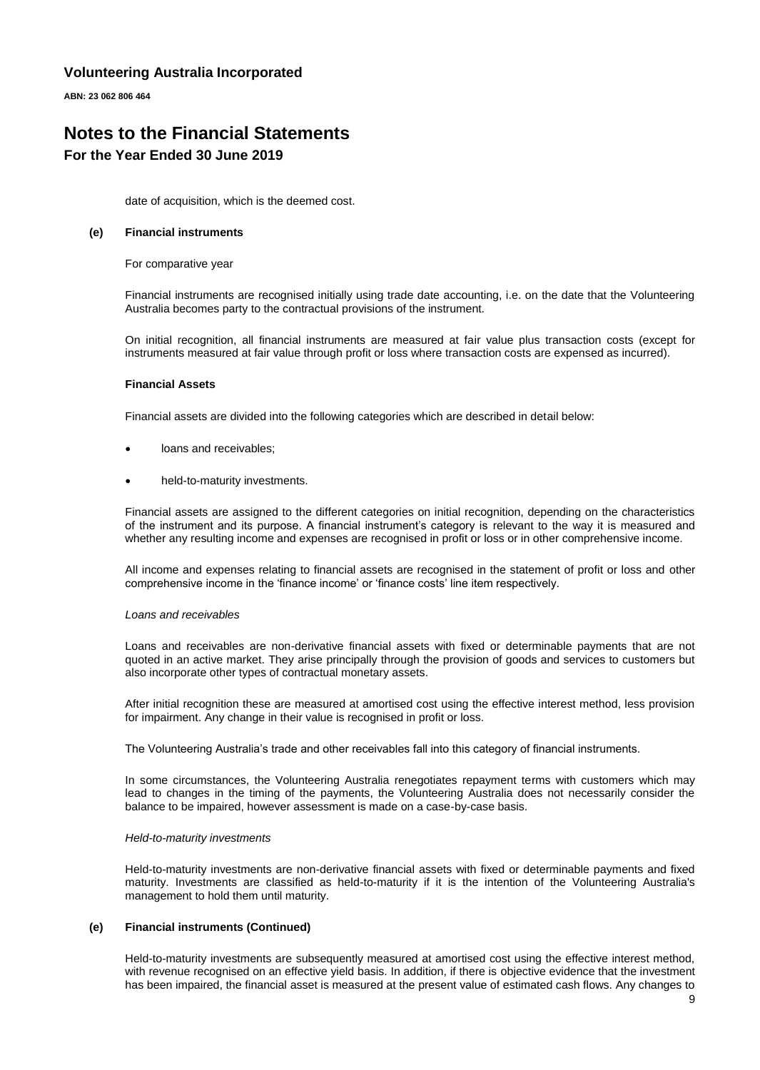date of acquisition, which is the deemed cost.

**(e) Financial instruments**

For comparative year

Financial instruments are recognised initially using trade date accounting, i.e. on the date that the Volunteering Australia becomes party to the contractual provisions of the instrument.

On initial recognition, all financial instruments are measured at fair value plus transaction costs (except for instruments measured at fair value through profit or loss where transaction costs are expensed as incurred).

**Financial Assets**

Financial assets are divided into the following categories which are described in detail below:

- loans and receivables;
- held-to-maturity investments.

Financial assets are assigned to the different categories on initial recognition, depending on the characteristics of the instrument and its purpose. A financial instrument's category is relevant to the way it is measured and whether any resulting income and expenses are recognised in profit or loss or in other comprehensive income.

All income and expenses relating to financial assets are recognised in the statement of profit or loss and other comprehensive income in the 'finance income' or 'finance costs' line item respectively.

*Loans and receivables*

Loans and receivables are non-derivative financial assets with fixed or determinable payments that are not quoted in an active market. They arise principally through the provision of goods and services to customers but also incorporate other types of contractual monetary assets.

After initial recognition these are measured at amortised cost using the effective interest method, less provision for impairment. Any change in their value is recognised in profit or loss.

The Volunteering Australia's trade and other receivables fall into this category of financial instruments.

In some circumstances, the Volunteering Australia renegotiates repayment terms with customers which may lead to changes in the timing of the payments, the Volunteering Australia does not necessarily consider the balance to be impaired, however assessment is made on a case-by-case basis.

*Held-to-maturity investments*

Held-to-maturity investments are non-derivative financial assets with fixed or determinable payments and fixed maturity. Investments are classified as held-to-maturity if it is the intention of the Volunteering Australia's management to hold them until maturity.

**(e) Financial instruments (Continued)**

Held-to-maturity investments are subsequently measured at amortised cost using the effective interest method, with revenue recognised on an effective yield basis. In addition, if there is objective evidence that the investment has been impaired, the financial asset is measured at the present value of estimated cash flows. Any changes to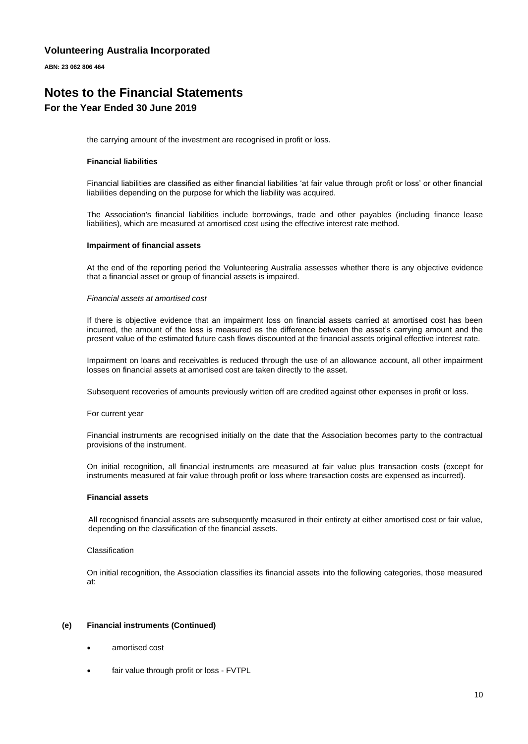the carrying amount of the investment are recognised in profit or loss.

**Financial liabilities**

Financial liabilities are classified as either financial liabilities 'at fair value through profit or loss' or other financial liabilities depending on the purpose for which the liability was acquired.

The Association's financial liabilities include borrowings, trade and other payables (including finance lease liabilities), which are measured at amortised cost using the effective interest rate method.

**Impairment of financial assets**

At the end of the reporting period the Volunteering Australia assesses whether there is any objective evidence that a financial asset or group of financial assets is impaired.

*Financial assets at amortised cost*

If there is objective evidence that an impairment loss on financial assets carried at amortised cost has been incurred, the amount of the loss is measured as the difference between the asset's carrying amount and the present value of the estimated future cash flows discounted at the financial assets original effective interest rate.

Impairment on loans and receivables is reduced through the use of an allowance account, all other impairment losses on financial assets at amortised cost are taken directly to the asset.

Subsequent recoveries of amounts previously written off are credited against other expenses in profit or loss.

For current year

Financial instruments are recognised initially on the date that the Association becomes party to the contractual provisions of the instrument.

On initial recognition, all financial instruments are measured at fair value plus transaction costs (except for instruments measured at fair value through profit or loss where transaction costs are expensed as incurred).

**Financial assets**

All recognised financial assets are subsequently measured in their entirety at either amortised cost or fair value, depending on the classification of the financial assets.

Classification

On initial recognition, the Association classifies its financial assets into the following categories, those measured at:

**(e) Financial instruments (Continued)**

- amortised cost
- fair value through profit or loss - FVTPL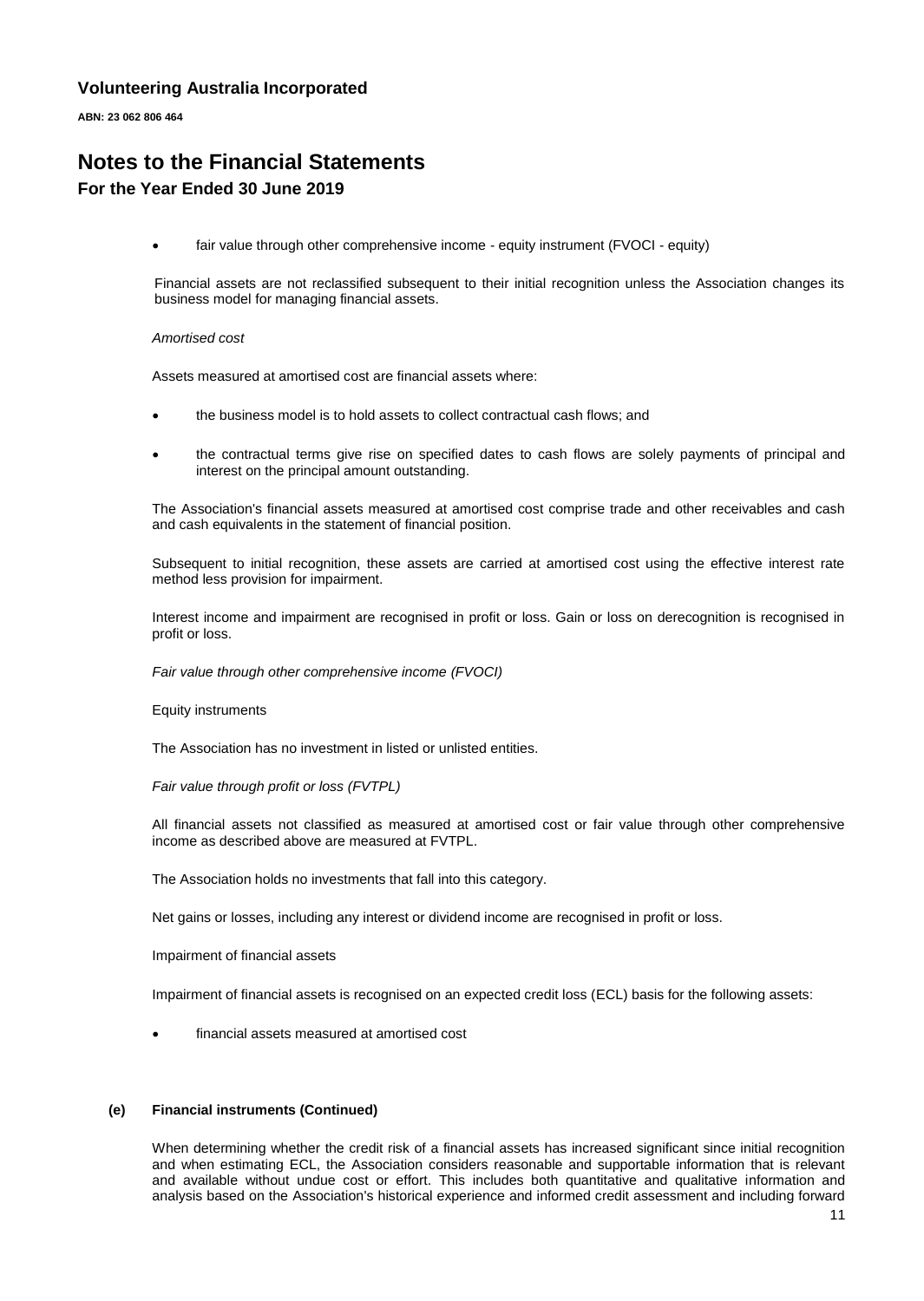- fair value through other comprehensive income - equity instrument (FVOCI - equity)

Financial assets are not reclassified subsequent to their initial recognition unless the Association changes its business model for managing financial assets.

*Amortised cost*

Assets measured at amortised cost are financial assets where:

- the business model is to hold assets to collect contractual cash flows; and
- the contractual terms give rise on specified dates to cash flows are solely payments of principal and interest on the principal amount outstanding.

The Association's financial assets measured at amortised cost comprise trade and other receivables and cash and cash equivalents in the statement of financial position.

Subsequent to initial recognition, these assets are carried at amortised cost using the effective interest rate method less provision for impairment.

Interest income and impairment are recognised in profit or loss. Gain or loss on derecognition is recognised in profit or loss.

*Fair value through other comprehensive income (FVOCI)*

Equity instruments

The Association has no investment in listed or unlisted entities.

*Fair value through profit or loss (FVTPL)*

All financial assets not classified as measured at amortised cost or fair value through other comprehensive income as described above are measured at FVTPL.

The Association holds no investments that fall into this category.

Net gains or losses, including any interest or dividend income are recognised in profit or loss.

Impairment of financial assets

Impairment of financial assets is recognised on an expected credit loss (ECL) basis for the following assets:

- financial assets measured at amortised cost

#### (e) Financial instruments (Continued)

When determining whether the credit risk of a financial assets has increased significant since initial recognition and when estimating ECL, the Association considers reasonable and supportable information that is relevant and available without undue cost or effort. This includes both quantitative and qualitative information and analysis based on the Association's historical experience and informed credit assessment and including forward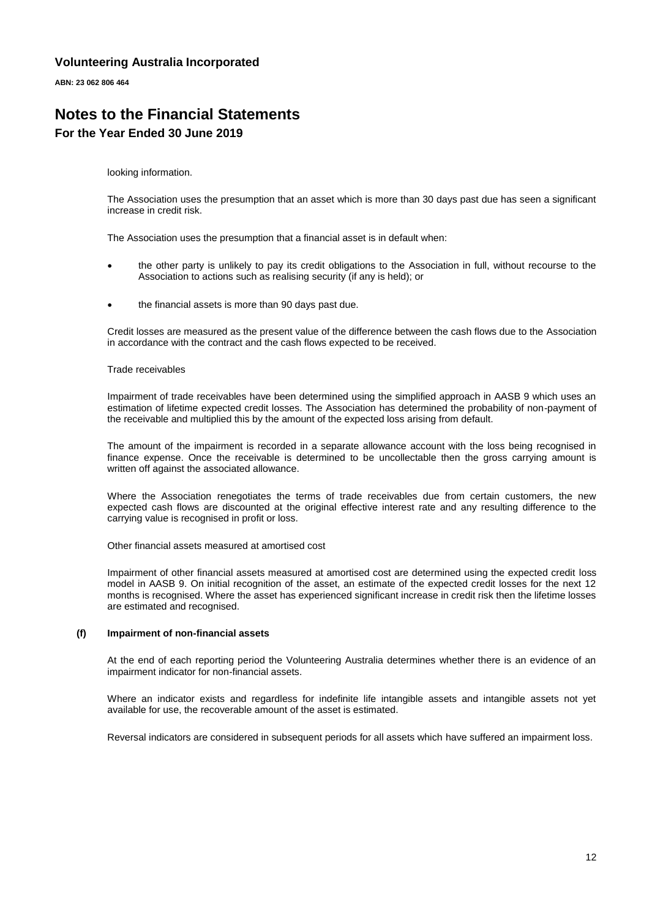looking information.

The Association uses the presumption that an asset which is more than 30 days past due has seen a significant increase in credit risk.

The Association uses the presumption that a financial asset is in default when:

- the other party is unlikely to pay its credit obligations to the Association in full, without recourse to the Association to actions such as realising security (if any is held); or
- the financial assets is more than 90 days past due.

Credit losses are measured as the present value of the difference between the cash flows due to the Association in accordance with the contract and the cash flows expected to be received.

Trade receivables

Impairment of trade receivables have been determined using the simplified approach in AASB 9 which uses an estimation of lifetime expected credit losses. The Association has determined the probability of non-payment of the receivable and multiplied this by the amount of the expected loss arising from default.

The amount of the impairment is recorded in a separate allowance account with the loss being recognised in finance expense. Once the receivable is determined to be uncollectable then the gross carrying amount is written off against the associated allowance.

Where the Association renegotiates the terms of trade receivables due from certain customers, the new expected cash flows are discounted at the original effective interest rate and any resulting difference to the carrying value is recognised in profit or loss.

Other financial assets measured at amortised cost

Impairment of other financial assets measured at amortised cost are determined using the expected credit loss model in AASB 9. On initial recognition of the asset, an estimate of the expected credit losses for the next 12 months is recognised. Where the asset has experienced significant increase in credit risk then the lifetime losses are estimated and recognised.

#### (f) Impairment of non-financial assets

At the end of each reporting period the Volunteering Australia determines whether there is an evidence of an impairment indicator for non-financial assets.

Where an indicator exists and regardless for indefinite life intangible assets and intangible assets not yet available for use, the recoverable amount of the asset is estimated.

Reversal indicators are considered in subsequent periods for all assets which have suffered an impairment loss.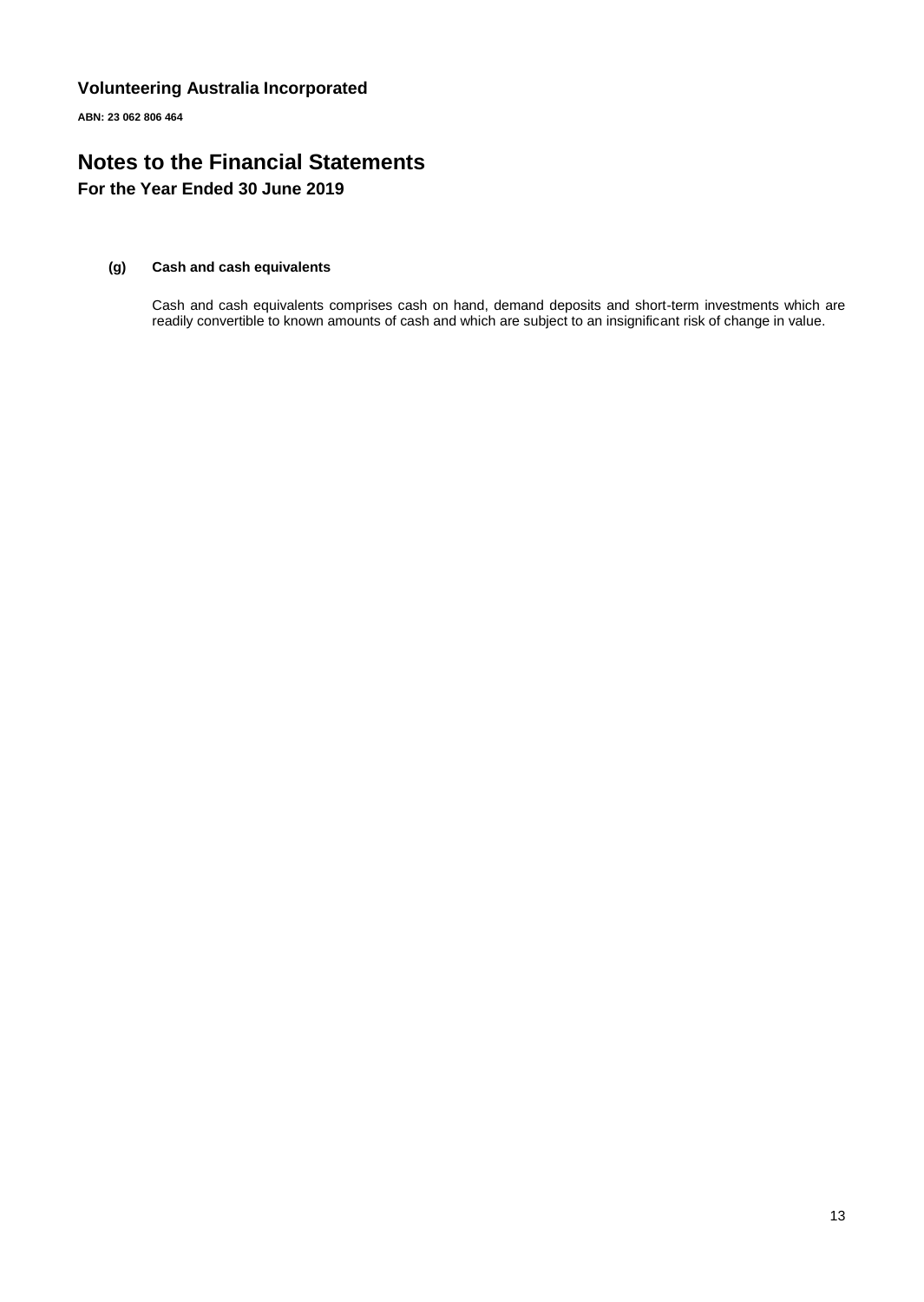#### (g) Cash and cash equivalents

Cash and cash equivalents comprises cash on hand, demand deposits and short-term investments which are readily convertible to known amounts of cash and which are subject to an insignificant risk of change in value.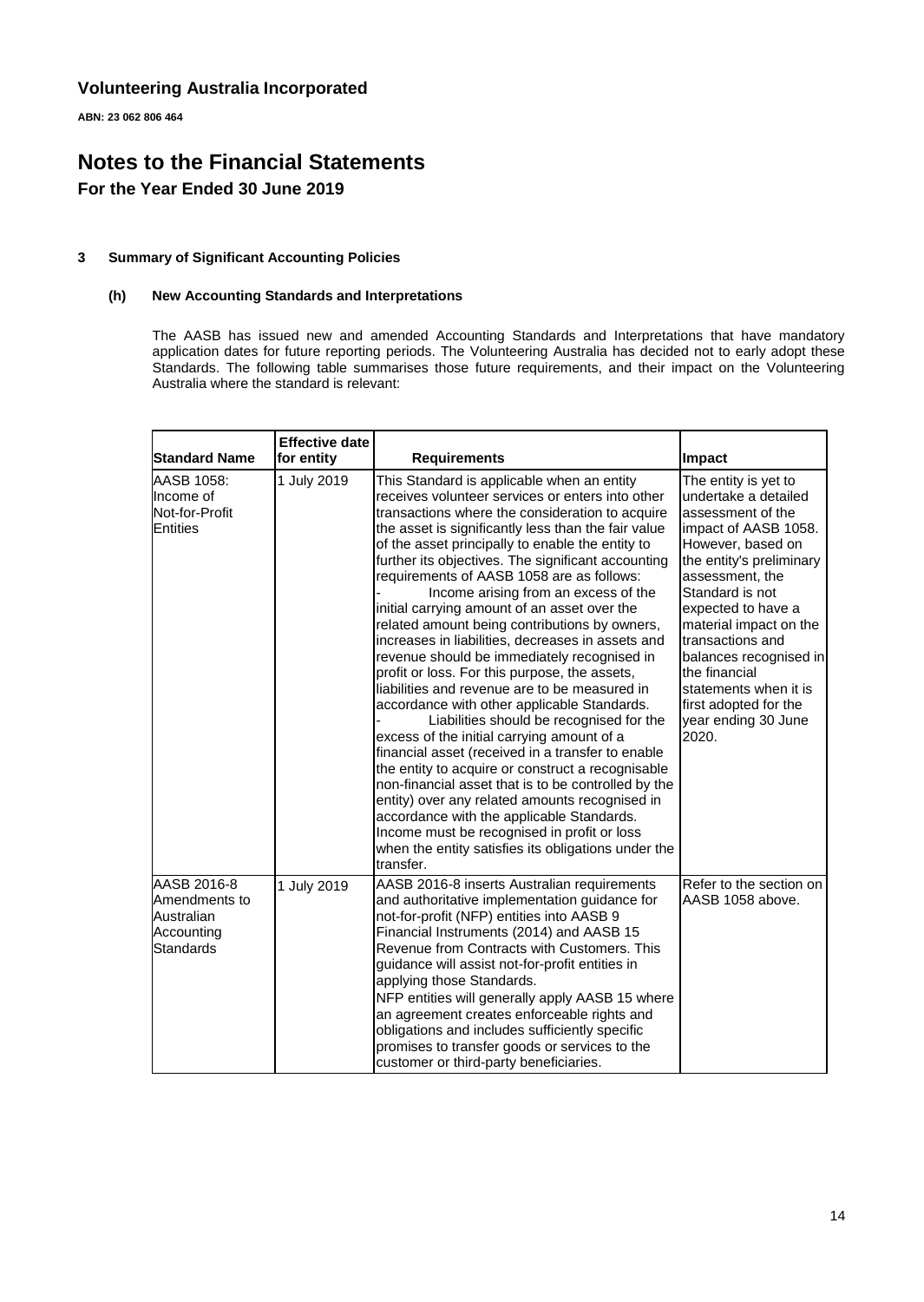# Volunteering Australia Incorporated

**ABN: 23 062 806 464**

# Notes to the Financial Statements

## For the Year Ended 30 June 2019

### 3 Summary of Significant Accounting Policies

#### (h) New Accounting Standards and Interpretations

The AASB has issued new and amended Accounting Standards and Interpretations that have mandatory application dates for future reporting periods. The Volunteering Australia has decided not to early adopt these Standards. The following table summarises those future requirements, and their impact on the Volunteering Australia where the standard is relevant:

| Standard Name | Effective date for entity | Requirements | Impact |
|---|---|---|---|
| AASB 1058: Income of Not-for-Profit Entities | 1 July 2019 | This Standard is applicable when an entity receives volunteer services or enters into other transactions where the consideration to acquire the asset is significantly less than the fair value of the asset principally to enable the entity to further its objectives. The significant accounting requirements of AASB 1058 are as follows:<br>- Income arising from an excess of the initial carrying amount of an asset over the related amount being contributions by owners, increases in liabilities, decreases in assets and revenue should be immediately recognised in profit or loss. For this purpose, the assets, liabilities and revenue are to be measured in accordance with other applicable Standards.<br>- Liabilities should be recognised for the excess of the initial carrying amount of a financial asset (received in a transfer to enable the entity to acquire or construct a recognisable non-financial asset that is to be controlled by the entity) over any related amounts recognised in accordance with the applicable Standards. Income must be recognised in profit or loss when the entity satisfies its obligations under the transfer. | The entity is yet to undertake a detailed assessment of the impact of AASB 1058. However, based on the entity's preliminary assessment, the Standard is not expected to have a material impact on the transactions and balances recognised in the financial statements when it is first adopted for the year ending 30 June 2020. |
| AASB 2016-8 Amendments to Australian Accounting Standards | 1 July 2019 | AASB 2016-8 inserts Australian requirements and authoritative implementation guidance for not-for-profit (NFP) entities into AASB 9 Financial Instruments (2014) and AASB 15 Revenue from Contracts with Customers. This guidance will assist not-for-profit entities in applying those Standards.<br>NFP entities will generally apply AASB 15 where an agreement creates enforceable rights and obligations and includes sufficiently specific promises to transfer goods or services to the customer or third-party beneficiaries. | Refer to the section on AASB 1058 above. |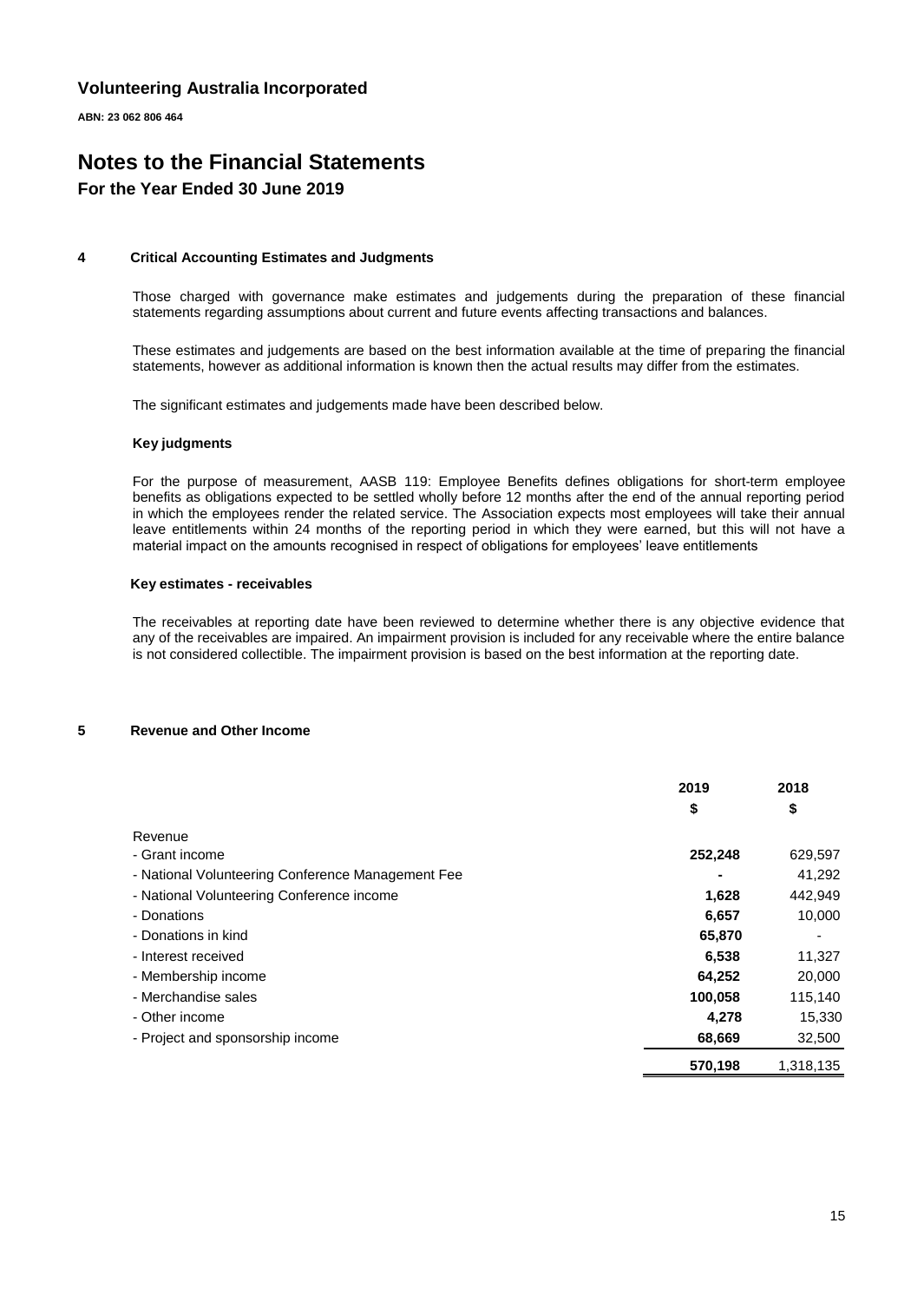# Volunteering Australia Incorporated

**ABN: 23 062 806 464**

# Notes to the Financial Statements

## For the Year Ended 30 June 2019

### 4 Critical Accounting Estimates and Judgments

Those charged with governance make estimates and judgements during the preparation of these financial statements regarding assumptions about current and future events affecting transactions and balances.

These estimates and judgements are based on the best information available at the time of preparing the financial statements, however as additional information is known then the actual results may differ from the estimates.

The significant estimates and judgements made have been described below.

**Key judgments**

For the purpose of measurement, AASB 119: Employee Benefits defines obligations for short-term employee benefits as obligations expected to be settled wholly before 12 months after the end of the annual reporting period in which the employees render the related service. The Association expects most employees will take their annual leave entitlements within 24 months of the reporting period in which they were earned, but this will not have a material impact on the amounts recognised in respect of obligations for employees' leave entitlements

**Key estimates - receivables**

The receivables at reporting date have been reviewed to determine whether there is any objective evidence that any of the receivables are impaired. An impairment provision is included for any receivable where the entire balance is not considered collectible. The impairment provision is based on the best information at the reporting date.

### 5 Revenue and Other Income

| | 2019 | 2018 |
|---|---|---|
| | $ | $ |
| Revenue | | |
| - Grant income | **252,248** | 629,597 |
| - National Volunteering Conference Management Fee | **-** | 41,292 |
| - National Volunteering Conference income | **1,628** | 442,949 |
| - Donations | **6,657** | 10,000 |
| - Donations in kind | **65,870** | - |
| - Interest received | **6,538** | 11,327 |
| - Membership income | **64,252** | 20,000 |
| - Merchandise sales | **100,058** | 115,140 |
| - Other income | **4,278** | 15,330 |
| - Project and sponsorship income | **68,669** | 32,500 |
| | **570,198** | 1,318,135 |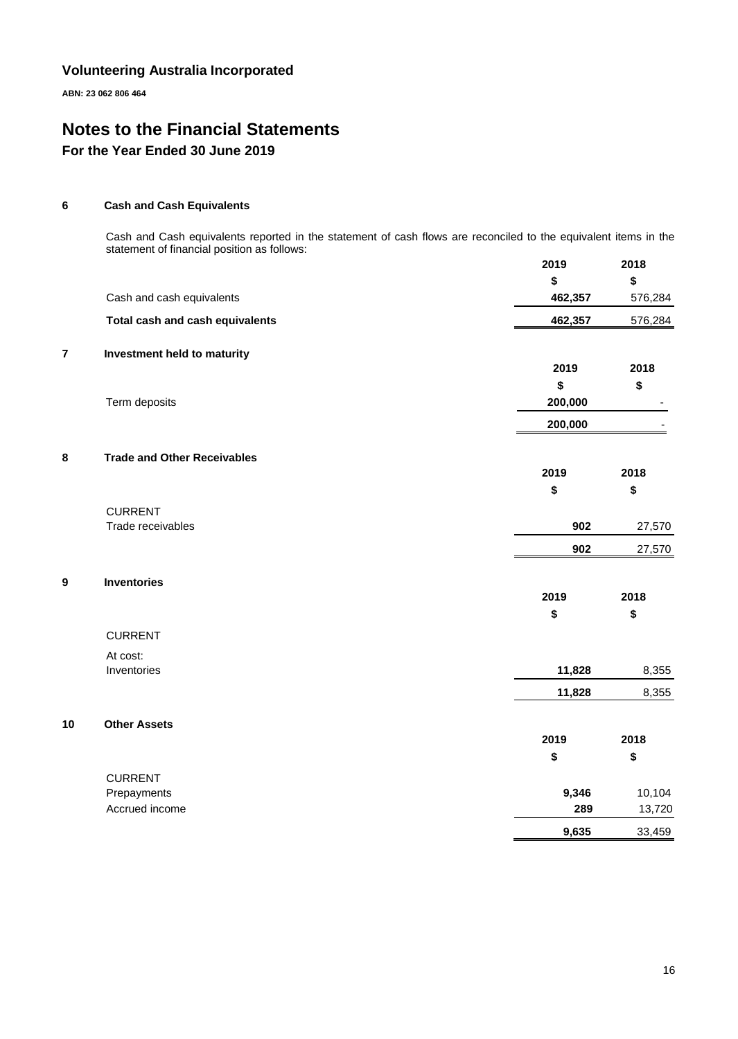**Volunteering Australia Incorporated**

**ABN: 23 062 806 464**

# Notes to the Financial Statements

## For the Year Ended 30 June 2019

### 6 Cash and Cash Equivalents

Cash and Cash equivalents reported in the statement of cash flows are reconciled to the equivalent items in the statement of financial position as follows:

| | 2019 | 2018 |
|---|---|---|
| | $ | $ |
| Cash and cash equivalents | **462,357** | 576,284 |
| **Total cash and cash equivalents** | **462,357** | 576,284 |

### 7 Investment held to maturity

| | 2019 | 2018 |
|---|---|---|
| | $ | $ |
| Term deposits | **200,000** | - |
| | **200,000** | - |

### 8 Trade and Other Receivables

| | 2019 | 2018 |
|---|---|---|
| | $ | $ |
| CURRENT | | |
| Trade receivables | **902** | 27,570 |
| | **902** | 27,570 |

### 9 Inventories

| | 2019 | 2018 |
|---|---|---|
| | $ | $ |
| CURRENT | | |
| At cost: | | |
| Inventories | **11,828** | 8,355 |
| | **11,828** | 8,355 |

### 10 Other Assets

| | 2019 | 2018 |
|---|---|---|
| | $ | $ |
| CURRENT | | |
| Prepayments | **9,346** | 10,104 |
| Accrued income | **289** | 13,720 |
| | **9,635** | 33,459 |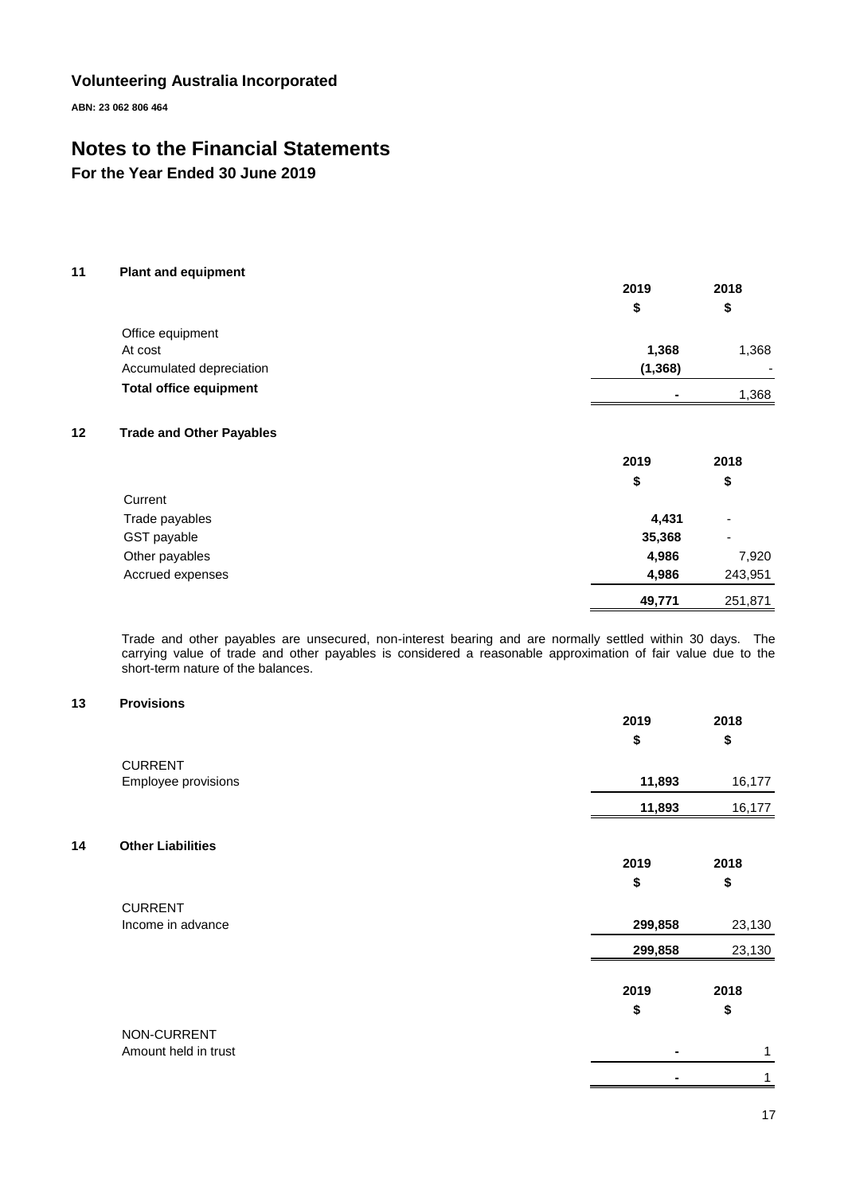**Volunteering Australia Incorporated**

**ABN: 23 062 806 464**

# Notes to the Financial Statements

## For the Year Ended 30 June 2019

### 11 Plant and equipment

| | 2019 | 2018 |
|---|---|---|
| | $ | $ |
| Office equipment | | |
| At cost | **1,368** | 1,368 |
| Accumulated depreciation | **(1,368)** | - |
| **Total office equipment** | **-** | 1,368 |

### 12 Trade and Other Payables

| | 2019 | 2018 |
|---|---|---|
| | $ | $ |
| Current | | |
| Trade payables | **4,431** | - |
| GST payable | **35,368** | - |
| Other payables | **4,986** | 7,920 |
| Accrued expenses | **4,986** | 243,951 |
| | **49,771** | 251,871 |

Trade and other payables are unsecured, non-interest bearing and are normally settled within 30 days. The carrying value of trade and other payables is considered a reasonable approximation of fair value due to the short-term nature of the balances.

### 13 Provisions

| | 2019 | 2018 |
|---|---|---|
| | $ | $ |
| CURRENT | | |
| Employee provisions | **11,893** | 16,177 |
| | **11,893** | 16,177 |

### 14 Other Liabilities

| | 2019 | 2018 |
|---|---|---|
| | $ | $ |
| CURRENT | | |
| Income in advance | **299,858** | 23,130 |
| | **299,858** | 23,130 |

| | 2019 | 2018 |
|---|---|---|
| | $ | $ |
| NON-CURRENT | | |
| Amount held in trust | **-** | 1 |
| | **-** | 1 |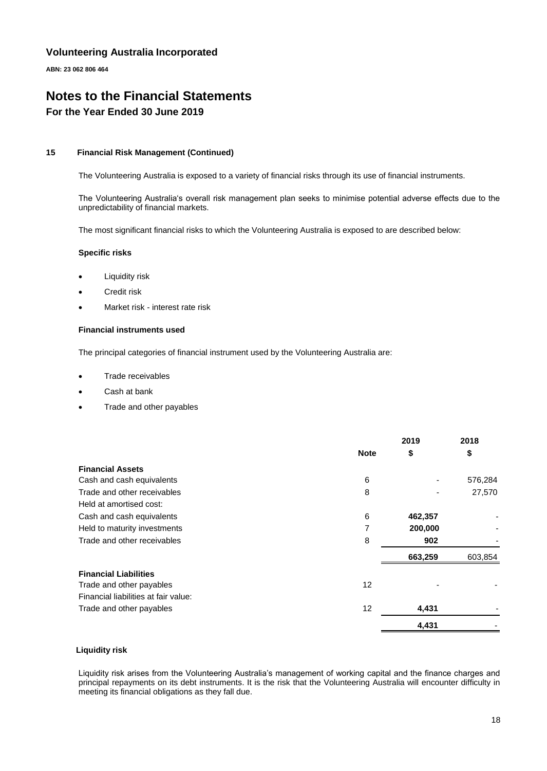**Volunteering Australia Incorporated**

**ABN: 23 062 806 464**

# Notes to the Financial Statements

## For the Year Ended 30 June 2019

### 15 Financial Risk Management (Continued)

The Volunteering Australia is exposed to a variety of financial risks through its use of financial instruments.

The Volunteering Australia's overall risk management plan seeks to minimise potential adverse effects due to the unpredictability of financial markets.

The most significant financial risks to which the Volunteering Australia is exposed to are described below:

**Specific risks**

- Liquidity risk
- Credit risk
- Market risk - interest rate risk

**Financial instruments used**

The principal categories of financial instrument used by the Volunteering Australia are:

- Trade receivables
- Cash at bank
- Trade and other payables

| | Note | 2019<br>$ | 2018<br>$ |
|---|---|---|---|
| **Financial Assets** | | | |
| Cash and cash equivalents | 6 | - | 576,284 |
| Trade and other receivables | 8 | - | 27,570 |
| Held at amortised cost: | | | |
| Cash and cash equivalents | 6 | **462,357** | - |
| Held to maturity investments | 7 | **200,000** | - |
| Trade and other receivables | 8 | **902** | - |
| | | **663,259** | 603,854 |
| **Financial Liabilities** | | | |
| Trade and other payables | 12 | - | - |
| Financial liabilities at fair value: | | | |
| Trade and other payables | 12 | **4,431** | - |
| | | **4,431** | - |

**Liquidity risk**

Liquidity risk arises from the Volunteering Australia's management of working capital and the finance charges and principal repayments on its debt instruments. It is the risk that the Volunteering Australia will encounter difficulty in meeting its financial obligations as they fall due.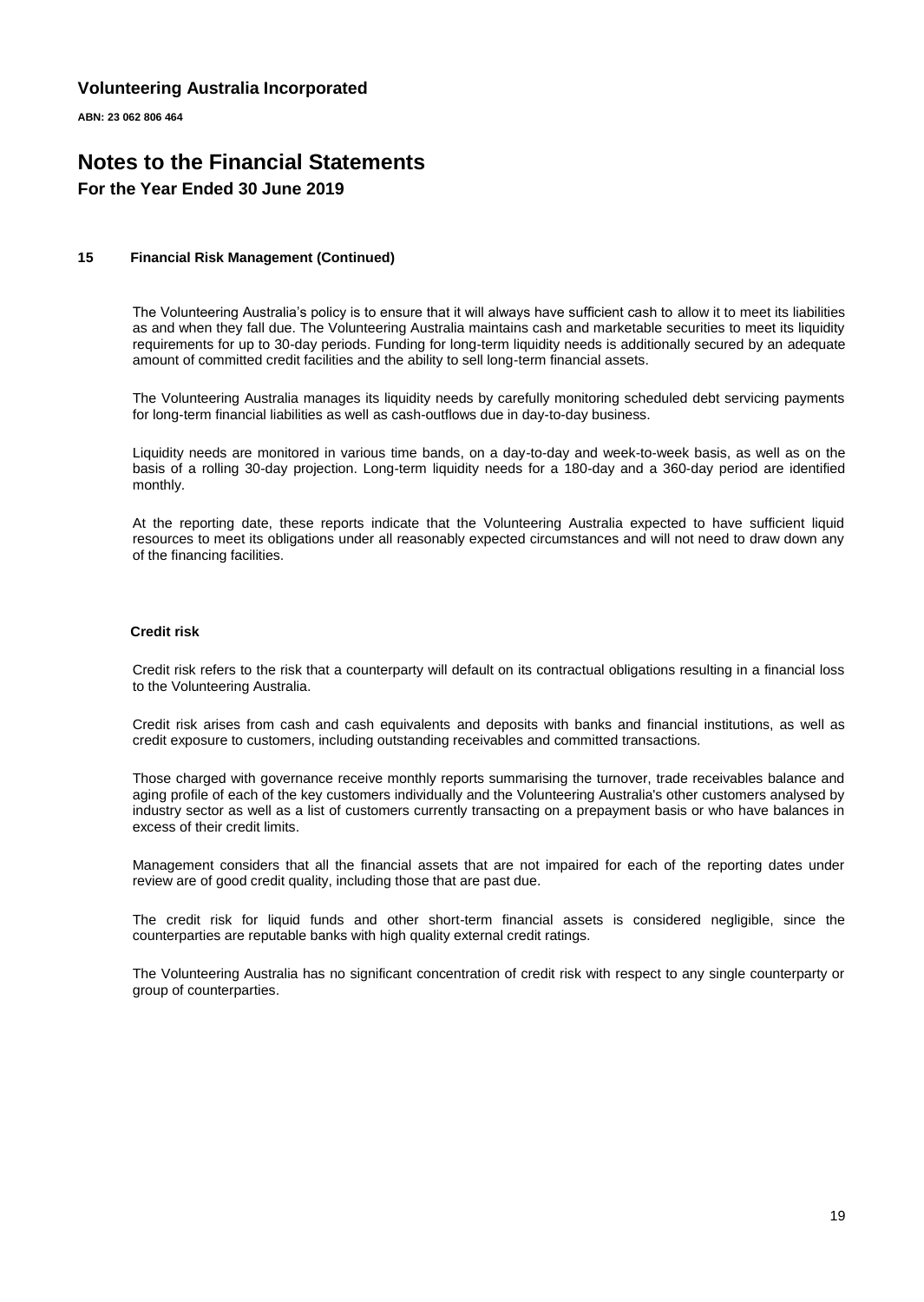## 15 Financial Risk Management (Continued)

The Volunteering Australia's policy is to ensure that it will always have sufficient cash to allow it to meet its liabilities as and when they fall due. The Volunteering Australia maintains cash and marketable securities to meet its liquidity requirements for up to 30-day periods. Funding for long-term liquidity needs is additionally secured by an adequate amount of committed credit facilities and the ability to sell long-term financial assets.

The Volunteering Australia manages its liquidity needs by carefully monitoring scheduled debt servicing payments for long-term financial liabilities as well as cash-outflows due in day-to-day business.

Liquidity needs are monitored in various time bands, on a day-to-day and week-to-week basis, as well as on the basis of a rolling 30-day projection. Long-term liquidity needs for a 180-day and a 360-day period are identified monthly.

At the reporting date, these reports indicate that the Volunteering Australia expected to have sufficient liquid resources to meet its obligations under all reasonably expected circumstances and will not need to draw down any of the financing facilities.

### Credit risk

Credit risk refers to the risk that a counterparty will default on its contractual obligations resulting in a financial loss to the Volunteering Australia.

Credit risk arises from cash and cash equivalents and deposits with banks and financial institutions, as well as credit exposure to customers, including outstanding receivables and committed transactions.

Those charged with governance receive monthly reports summarising the turnover, trade receivables balance and aging profile of each of the key customers individually and the Volunteering Australia's other customers analysed by industry sector as well as a list of customers currently transacting on a prepayment basis or who have balances in excess of their credit limits.

Management considers that all the financial assets that are not impaired for each of the reporting dates under review are of good credit quality, including those that are past due.

The credit risk for liquid funds and other short-term financial assets is considered negligible, since the counterparties are reputable banks with high quality external credit ratings.

The Volunteering Australia has no significant concentration of credit risk with respect to any single counterparty or group of counterparties.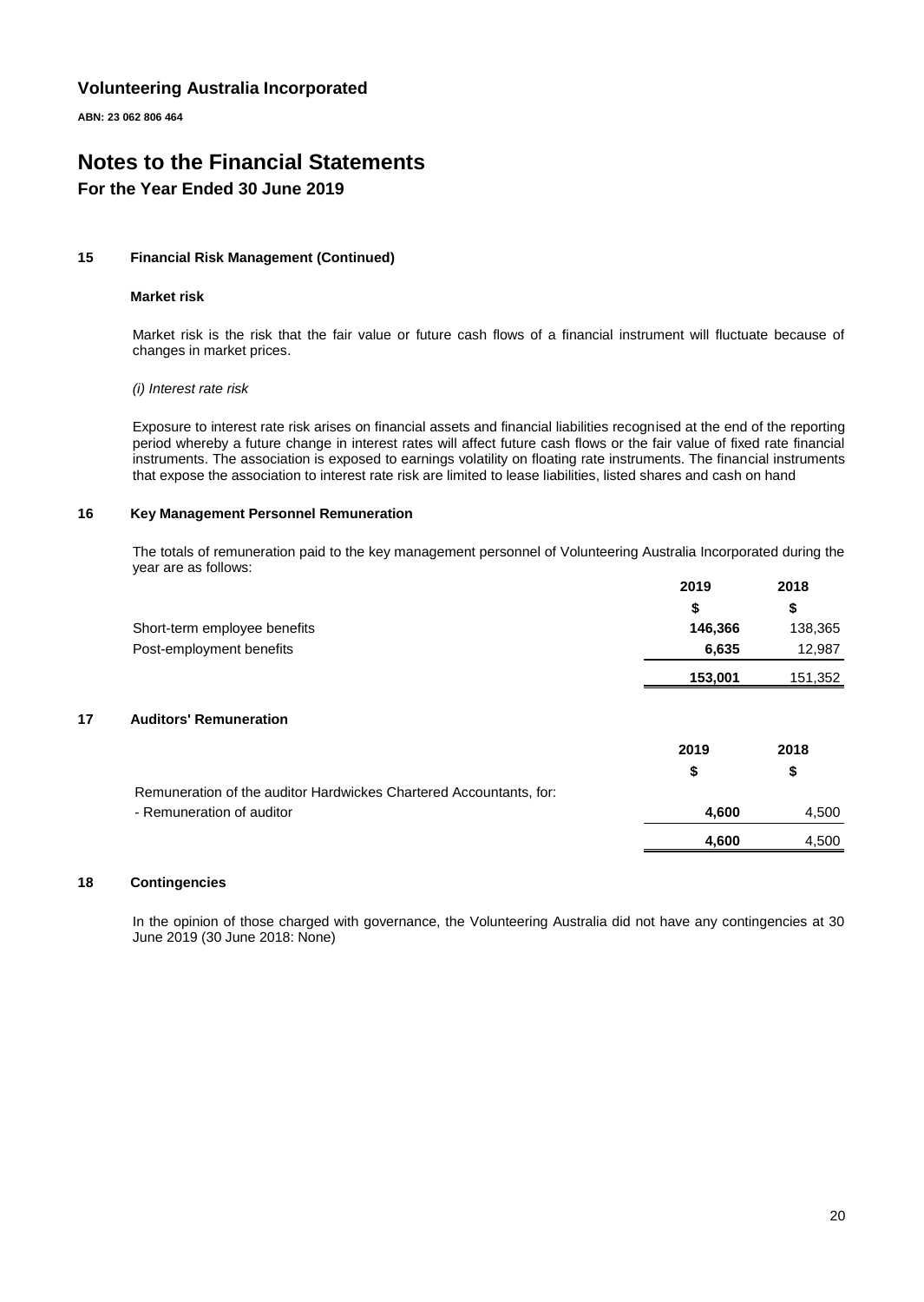**Volunteering Australia Incorporated**

**ABN: 23 062 806 464**

# Notes to the Financial Statements

## For the Year Ended 30 June 2019

### 15 Financial Risk Management (Continued)

**Market risk**

Market risk is the risk that the fair value or future cash flows of a financial instrument will fluctuate because of changes in market prices.

*(i) Interest rate risk*

Exposure to interest rate risk arises on financial assets and financial liabilities recognised at the end of the reporting period whereby a future change in interest rates will affect future cash flows or the fair value of fixed rate financial instruments. The association is exposed to earnings volatility on floating rate instruments. The financial instruments that expose the association to interest rate risk are limited to lease liabilities, listed shares and cash on hand

### 16 Key Management Personnel Remuneration

The totals of remuneration paid to the key management personnel of Volunteering Australia Incorporated during the year are as follows:

| | 2019 | 2018 |
|---|---|---|
| | $ | $ |
| Short-term employee benefits | **146,366** | 138,365 |
| Post-employment benefits | **6,635** | 12,987 |
| | **153,001** | 151,352 |

### 17 Auditors' Remuneration

| | 2019 | 2018 |
|---|---|---|
| | $ | $ |
| Remuneration of the auditor Hardwickes Chartered Accountants, for: | | |
| - Remuneration of auditor | **4,600** | 4,500 |
| | **4,600** | 4,500 |

### 18 Contingencies

In the opinion of those charged with governance, the Volunteering Australia did not have any contingencies at 30 June 2019 (30 June 2018: None)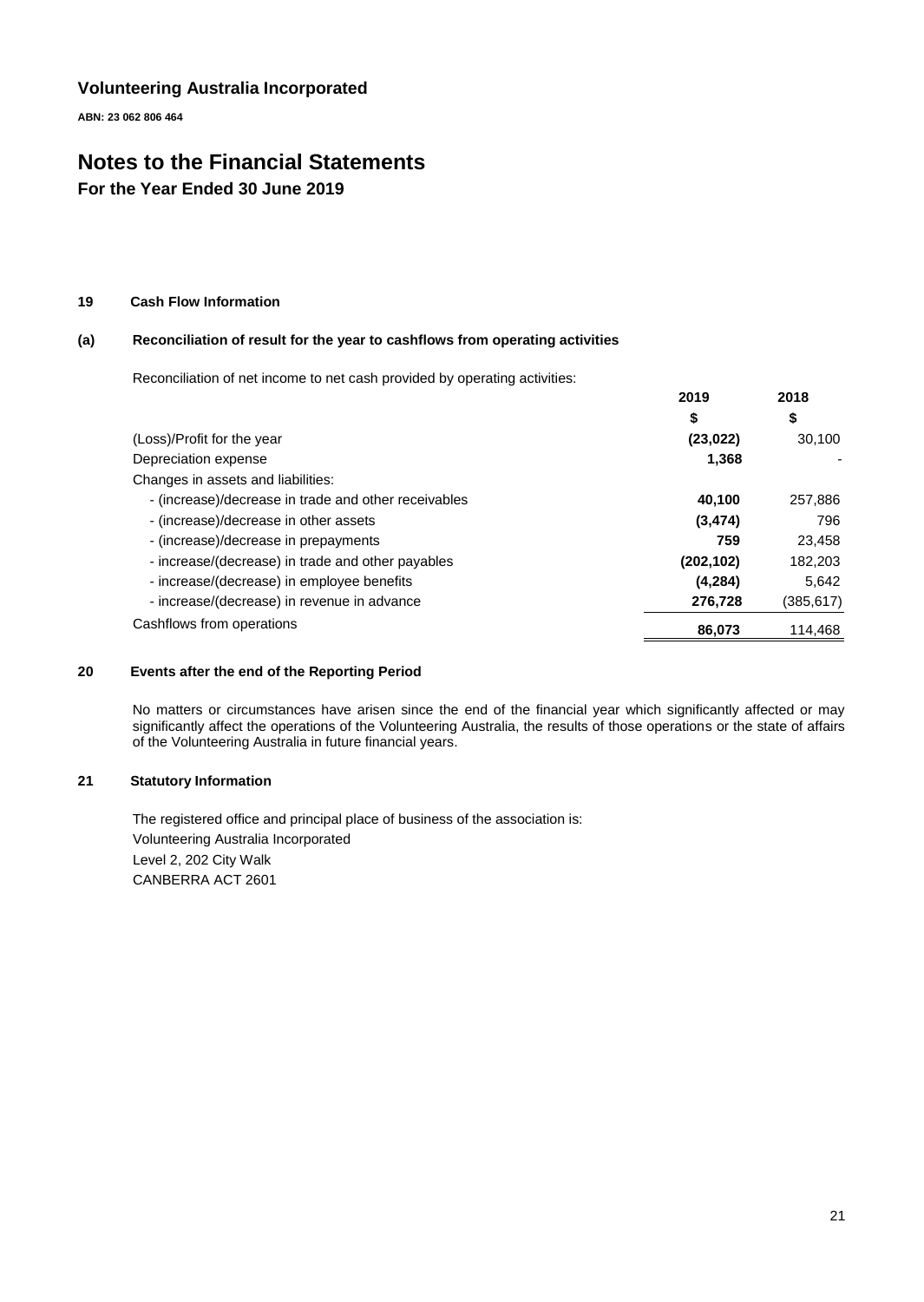**Volunteering Australia Incorporated**

**ABN: 23 062 806 464**

# Notes to the Financial Statements

## For the Year Ended 30 June 2019

### 19 Cash Flow Information

#### (a) Reconciliation of result for the year to cashflows from operating activities

Reconciliation of net income to net cash provided by operating activities:

| | 2019 | 2018 |
|---|---|---|
| | $ | $ |
| (Loss)/Profit for the year | **(23,022)** | 30,100 |
| Depreciation expense | **1,368** | - |
| Changes in assets and liabilities: | | |
| - (increase)/decrease in trade and other receivables | **40,100** | 257,886 |
| - (increase)/decrease in other assets | **(3,474)** | 796 |
| - (increase)/decrease in prepayments | **759** | 23,458 |
| - increase/(decrease) in trade and other payables | **(202,102)** | 182,203 |
| - increase/(decrease) in employee benefits | **(4,284)** | 5,642 |
| - increase/(decrease) in revenue in advance | **276,728** | (385,617) |
| Cashflows from operations | **86,073** | 114,468 |

### 20 Events after the end of the Reporting Period

No matters or circumstances have arisen since the end of the financial year which significantly affected or may significantly affect the operations of the Volunteering Australia, the results of those operations or the state of affairs of the Volunteering Australia in future financial years.

### 21 Statutory Information

The registered office and principal place of business of the association is:
Volunteering Australia Incorporated
Level 2, 202 City Walk
CANBERRA ACT 2601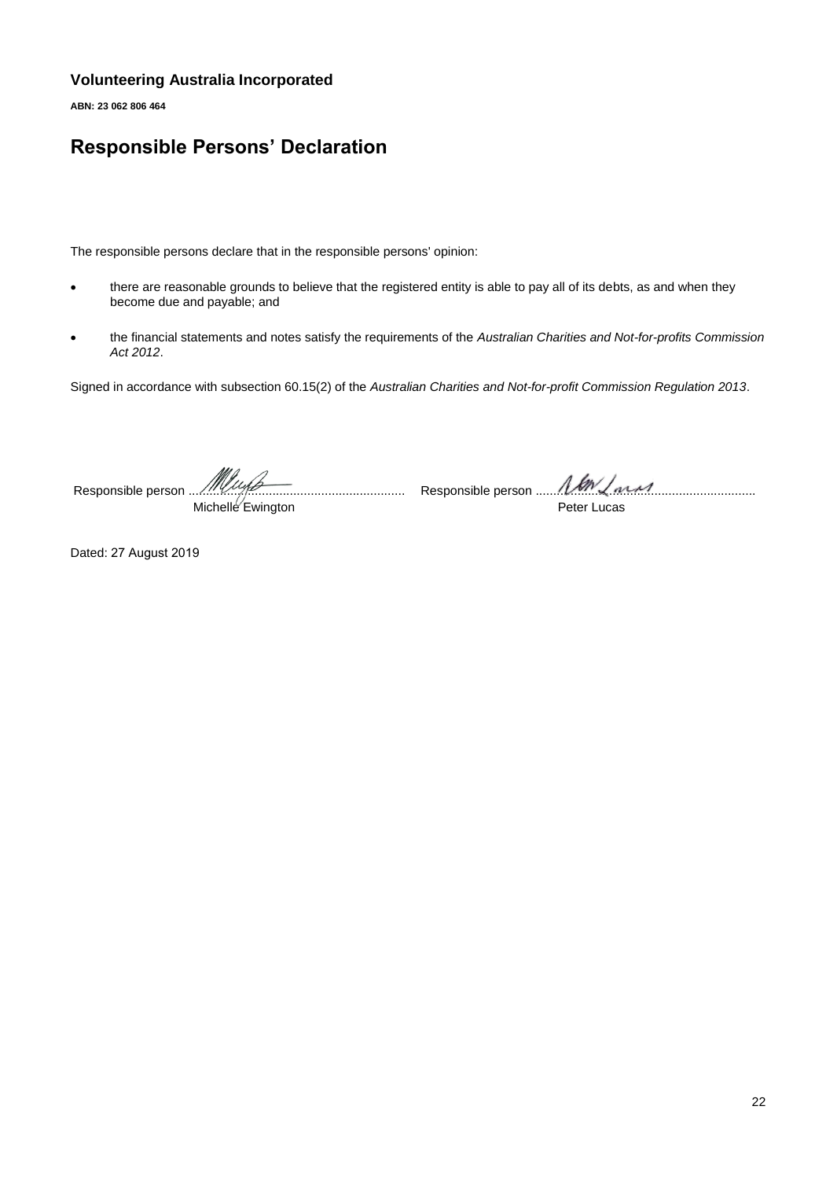**Volunteering Australia Incorporated**

**ABN: 23 062 806 464**

# Responsible Persons' Declaration

The responsible persons declare that in the responsible persons' opinion:

- there are reasonable grounds to believe that the registered entity is able to pay all of its debts, as and when they become due and payable; and
- the financial statements and notes satisfy the requirements of the *Australian Charities and Not-for-profits Commission Act 2012*.

Signed in accordance with subsection 60.15(2) of the *Australian Charities and Not-for-profit Commission Regulation 2013*.

Responsible person ............................................................ Michelle Ewington

Responsible person ............................................................ Peter Lucas

Dated: 27 August 2019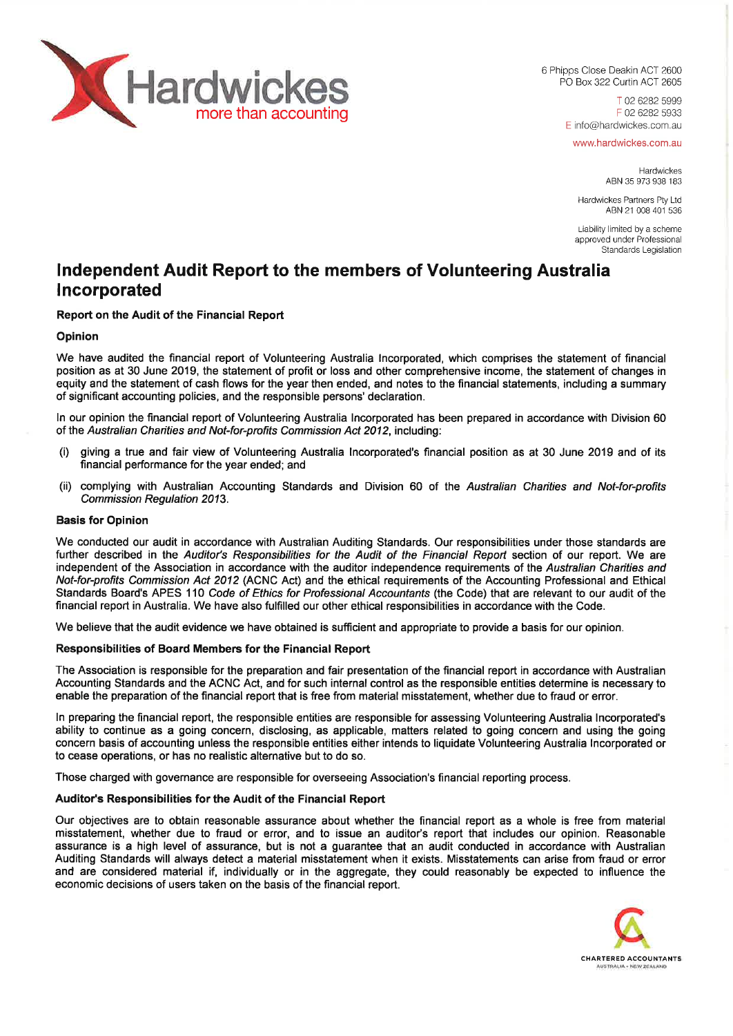Hardwickes
more than accounting

6 Phipps Close Deakin ACT 2600
PO Box 322 Curtin ACT 2605

T 02 6282 5999
F 02 6282 5933
E info@hardwickes.com.au

www.hardwickes.com.au

Hardwickes
ABN 35 973 938 183

Hardwickes Partners Pty Ltd
ABN 21 008 401 536

Liability limited by a scheme approved under Professional Standards Legislation

# Independent Audit Report to the members of Volunteering Australia Incorporated

### Report on the Audit of the Financial Report

### Opinion

We have audited the financial report of Volunteering Australia Incorporated, which comprises the statement of financial position as at 30 June 2019, the statement of profit or loss and other comprehensive income, the statement of changes in equity and the statement of cash flows for the year then ended, and notes to the financial statements, including a summary of significant accounting policies, and the responsible persons' declaration.

In our opinion the financial report of Volunteering Australia Incorporated has been prepared in accordance with Division 60 of the *Australian Charities and Not-for-profits Commission Act 2012*, including:

(i) giving a true and fair view of Volunteering Australia Incorporated's financial position as at 30 June 2019 and of its financial performance for the year ended; and

(ii) complying with Australian Accounting Standards and Division 60 of the *Australian Charities and Not-for-profits Commission Regulation 2013*.

### Basis for Opinion

We conducted our audit in accordance with Australian Auditing Standards. Our responsibilities under those standards are further described in the *Auditor's Responsibilities for the Audit of the Financial Report* section of our report. We are independent of the Association in accordance with the auditor independence requirements of the *Australian Charities and Not-for-profits Commission Act 2012* (ACNC Act) and the ethical requirements of the Accounting Professional and Ethical Standards Board's APES 110 *Code of Ethics for Professional Accountants* (the Code) that are relevant to our audit of the financial report in Australia. We have also fulfilled our other ethical responsibilities in accordance with the Code.

We believe that the audit evidence we have obtained is sufficient and appropriate to provide a basis for our opinion.

### Responsibilities of Board Members for the Financial Report

The Association is responsible for the preparation and fair presentation of the financial report in accordance with Australian Accounting Standards and the ACNC Act, and for such internal control as the responsible entities determine is necessary to enable the preparation of the financial report that is free from material misstatement, whether due to fraud or error.

In preparing the financial report, the responsible entities are responsible for assessing Volunteering Australia Incorporated's ability to continue as a going concern, disclosing, as applicable, matters related to going concern and using the going concern basis of accounting unless the responsible entities either intends to liquidate Volunteering Australia Incorporated or to cease operations, or has no realistic alternative but to do so.

Those charged with governance are responsible for overseeing Association's financial reporting process.

### Auditor's Responsibilities for the Audit of the Financial Report

Our objectives are to obtain reasonable assurance about whether the financial report as a whole is free from material misstatement, whether due to fraud or error, and to issue an auditor's report that includes our opinion. Reasonable assurance is a high level of assurance, but is not a guarantee that an audit conducted in accordance with Australian Auditing Standards will always detect a material misstatement when it exists. Misstatements can arise from fraud or error and are considered material if, individually or in the aggregate, they could reasonably be expected to influence the economic decisions of users taken on the basis of the financial report.

CHARTERED ACCOUNTANTS
AUSTRALIA + NEW ZEALAND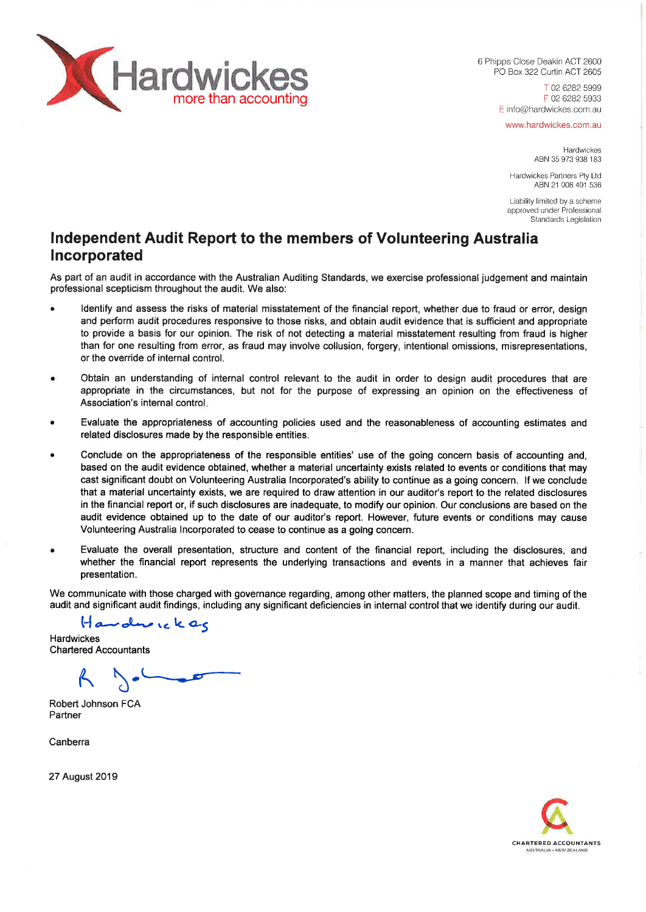Hardwickes
more than accounting

6 Phipps Close Deakin ACT 2600
PO Box 322 Curtin ACT 2605

T 02 6282 5999
F 02 6282 5933
E info@hardwickes.com.au

www.hardwickes.com.au

Hardwickes
ABN 35 973 938 183

Hardwickes Partners Pty Ltd
ABN 21 008 401 536

Liability limited by a scheme approved under Professional Standards Legislation

# Independent Audit Report to the members of Volunteering Australia Incorporated

As part of an audit in accordance with the Australian Auditing Standards, we exercise professional judgement and maintain professional scepticism throughout the audit. We also:

- Identify and assess the risks of material misstatement of the financial report, whether due to fraud or error, design and perform audit procedures responsive to those risks, and obtain audit evidence that is sufficient and appropriate to provide a basis for our opinion. The risk of not detecting a material misstatement resulting from fraud is higher than for one resulting from error, as fraud may involve collusion, forgery, intentional omissions, misrepresentations, or the override of internal control.
- Obtain an understanding of internal control relevant to the audit in order to design audit procedures that are appropriate in the circumstances, but not for the purpose of expressing an opinion on the effectiveness of Association's internal control.
- Evaluate the appropriateness of accounting policies used and the reasonableness of accounting estimates and related disclosures made by the responsible entities.
- Conclude on the appropriateness of the responsible entities' use of the going concern basis of accounting and, based on the audit evidence obtained, whether a material uncertainty exists related to events or conditions that may cast significant doubt on Volunteering Australia Incorporated's ability to continue as a going concern. If we conclude that a material uncertainty exists, we are required to draw attention in our auditor's report to the related disclosures in the financial report or, if such disclosures are inadequate, to modify our opinion. Our conclusions are based on the audit evidence obtained up to the date of our auditor's report. However, future events or conditions may cause Volunteering Australia Incorporated to cease to continue as a going concern.
- Evaluate the overall presentation, structure and content of the financial report, including the disclosures, and whether the financial report represents the underlying transactions and events in a manner that achieves fair presentation.

We communicate with those charged with governance regarding, among other matters, the planned scope and timing of the audit and significant audit findings, including any significant deficiencies in internal control that we identify during our audit.

Hardwickes
Chartered Accountants

Robert Johnson FCA
Partner

Canberra

27 August 2019

CHARTERED ACCOUNTANTS
AUSTRALIA + NEW ZEALAND